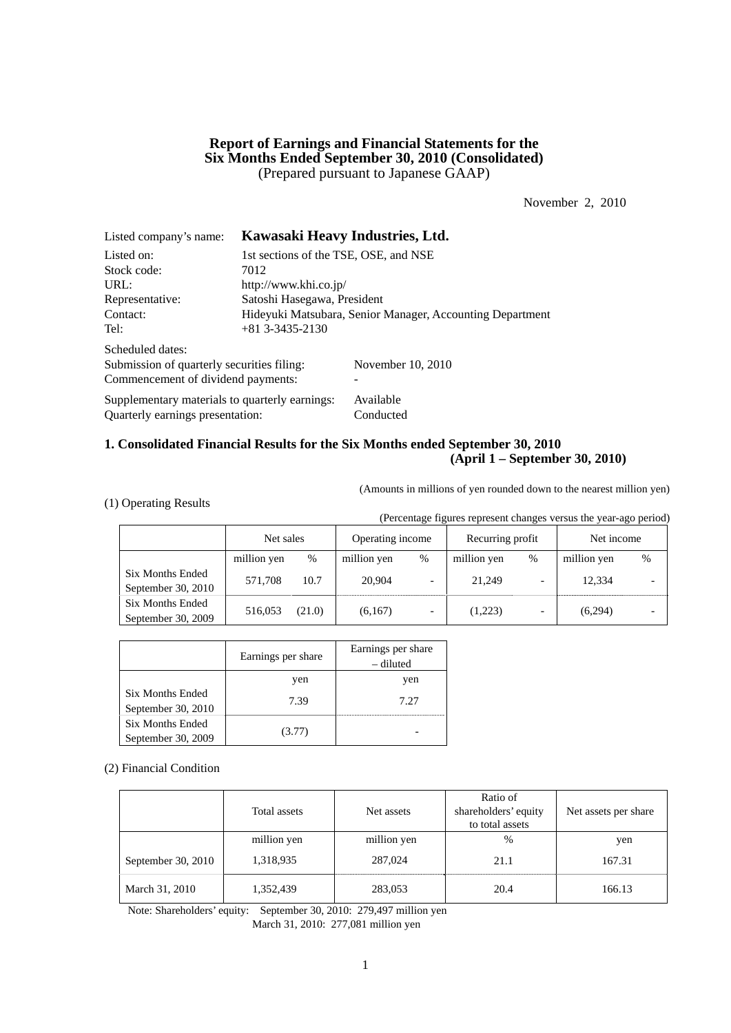# Report of Earnings and Financial Statements for the Six Months Ended September 30, 2010 (Consolidated)

(Prepared pursuant to Japanese GAAP)

November 2, 2010

| | |
|---|---|
| Listed company's name: | **Kawasaki Heavy Industries, Ltd.** |
| Listed on: | 1st sections of the TSE, OSE, and NSE |
| Stock code: | 7012 |
| URL: | http://www.khi.co.jp/ |
| Representative: | Satoshi Hasegawa, President |
| Contact: | Hideyuki Matsubara, Senior Manager, Accounting Department |
| Tel: | +81 3-3435-2130 |

Scheduled dates:

| | |
|---|---|
| Submission of quarterly securities filing: | November 10, 2010 |
| Commencement of dividend payments: | - |
| Supplementary materials to quarterly earnings: | Available |
| Quarterly earnings presentation: | Conducted |

## 1. Consolidated Financial Results for the Six Months ended September 30, 2010 (April 1 – September 30, 2010)

(Amounts in millions of yen rounded down to the nearest million yen)

(1) Operating Results

(Percentage figures represent changes versus the year-ago period)

| | Net sales | | Operating income | | Recurring profit | | Net income | |
|---|---|---|---|---|---|---|---|---|
| | million yen | % | million yen | % | million yen | % | million yen | % |
| Six Months Ended September 30, 2010 | 571,708 | 10.7 | 20,904 | - | 21,249 | - | 12,334 | - |
| Six Months Ended September 30, 2009 | 516,053 | (21.0) | (6,167) | - | (1,223) | - | (6,294) | - |

| | Earnings per share | Earnings per share – diluted |
|---|---|---|
| | yen | yen |
| Six Months Ended September 30, 2010 | 7.39 | 7.27 |
| Six Months Ended September 30, 2009 | (3.77) | - |

(2) Financial Condition

| | Total assets | Net assets | Ratio of shareholders' equity to total assets | Net assets per share |
|---|---|---|---|---|
| | million yen | million yen | % | yen |
| September 30, 2010 | 1,318,935 | 287,024 | 21.1 | 167.31 |
| March 31, 2010 | 1,352,439 | 283,053 | 20.4 | 166.13 |

Note: Shareholders' equity: September 30, 2010: 279,497 million yen
March 31, 2010: 277,081 million yen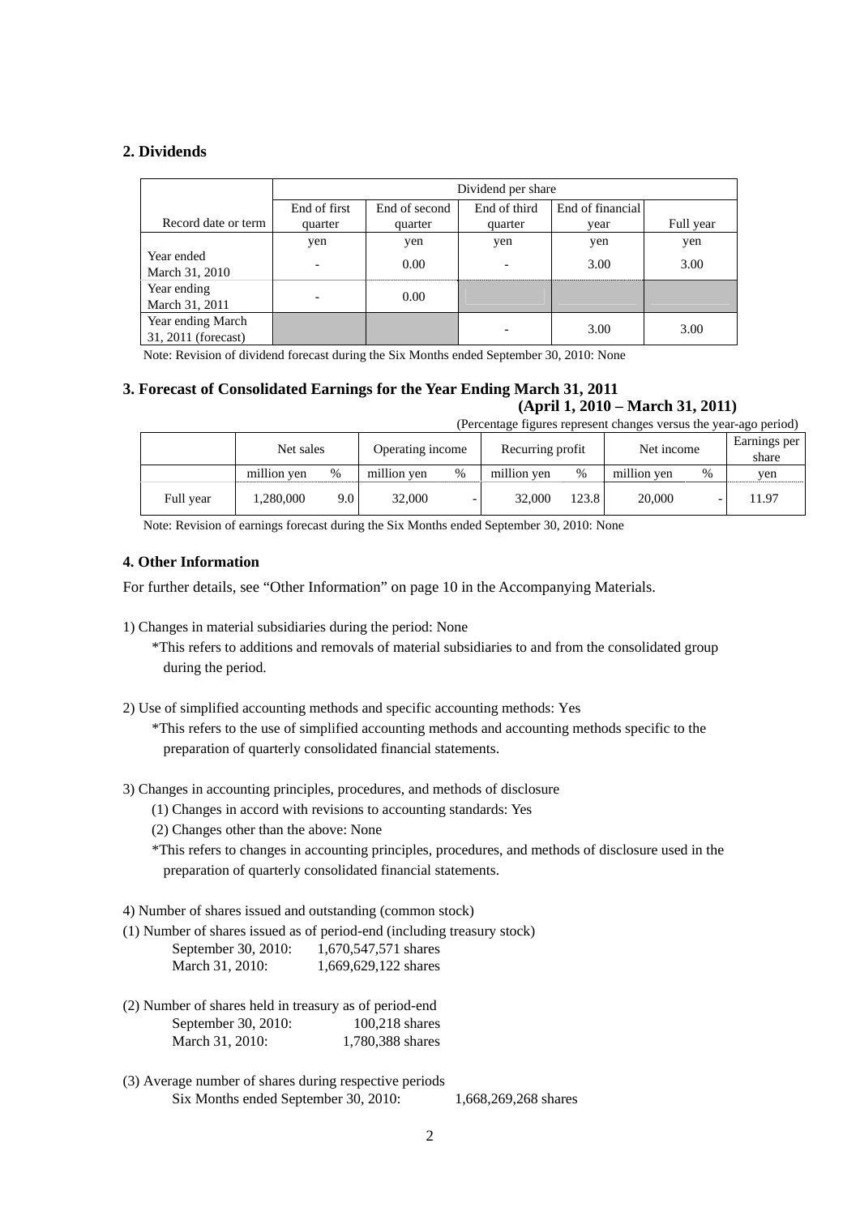## 2. Dividends

| Record date or term | Dividend per share | | | | |
|---|---|---|---|---|---|
| | End of first quarter | End of second quarter | End of third quarter | End of financial year | Full year |
| | yen | yen | yen | yen | yen |
| Year ended March 31, 2010 | - | 0.00 | - | 3.00 | 3.00 |
| Year ending March 31, 2011 | - | 0.00 | | | |
| Year ending March 31, 2011 (forecast) | | | - | 3.00 | 3.00 |

Note: Revision of dividend forecast during the Six Months ended September 30, 2010: None

## 3. Forecast of Consolidated Earnings for the Year Ending March 31, 2011

**(April 1, 2010 – March 31, 2011)**

(Percentage figures represent changes versus the year-ago period)

| | Net sales | | Operating income | | Recurring profit | | Net income | | Earnings per share |
|---|---|---|---|---|---|---|---|---|---|
| | million yen | % | million yen | % | million yen | % | million yen | % | yen |
| Full year | 1,280,000 | 9.0 | 32,000 | - | 32,000 | 123.8 | 20,000 | - | 11.97 |

Note: Revision of earnings forecast during the Six Months ended September 30, 2010: None

## 4. Other Information

For further details, see "Other Information" on page 10 in the Accompanying Materials.

1) Changes in material subsidiaries during the period: None

*This refers to additions and removals of material subsidiaries to and from the consolidated group during the period.

2) Use of simplified accounting methods and specific accounting methods: Yes

*This refers to the use of simplified accounting methods and accounting methods specific to the preparation of quarterly consolidated financial statements.

3) Changes in accounting principles, procedures, and methods of disclosure

(1) Changes in accord with revisions to accounting standards: Yes

(2) Changes other than the above: None

*This refers to changes in accounting principles, procedures, and methods of disclosure used in the preparation of quarterly consolidated financial statements.

4) Number of shares issued and outstanding (common stock)

(1) Number of shares issued as of period-end (including treasury stock)

September 30, 2010: 1,670,547,571 shares
March 31, 2010: 1,669,629,122 shares

(2) Number of shares held in treasury as of period-end

September 30, 2010: 100,218 shares
March 31, 2010: 1,780,388 shares

(3) Average number of shares during respective periods

Six Months ended September 30, 2010: 1,668,269,268 shares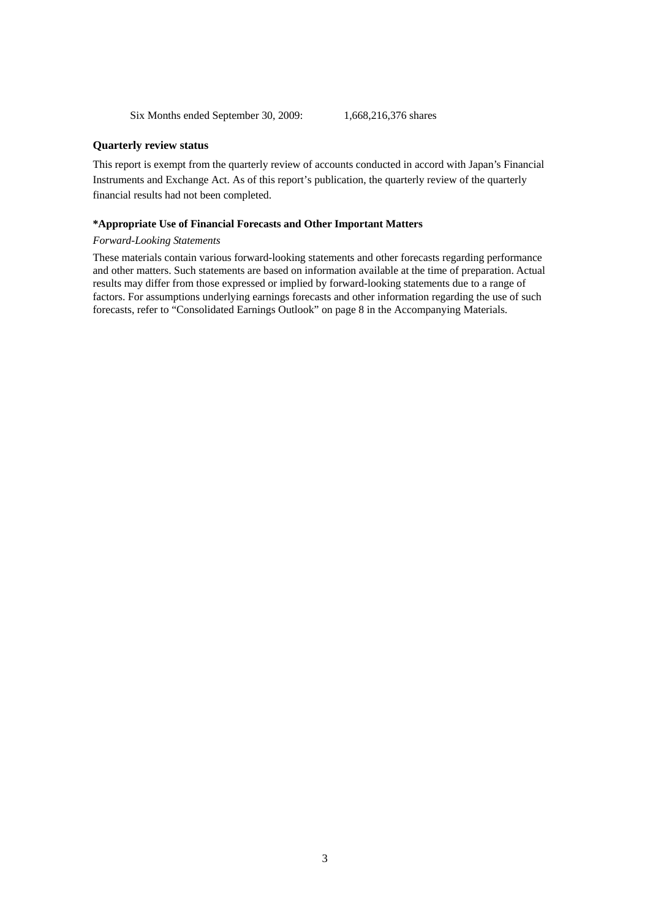Six Months ended September 30, 2009: 1,668,216,376 shares

**Quarterly review status**

This report is exempt from the quarterly review of accounts conducted in accord with Japan's Financial Instruments and Exchange Act. As of this report's publication, the quarterly review of the quarterly financial results had not been completed.

**\*Appropriate Use of Financial Forecasts and Other Important Matters**

*Forward-Looking Statements*

These materials contain various forward-looking statements and other forecasts regarding performance and other matters. Such statements are based on information available at the time of preparation. Actual results may differ from those expressed or implied by forward-looking statements due to a range of factors. For assumptions underlying earnings forecasts and other information regarding the use of such forecasts, refer to "Consolidated Earnings Outlook" on page 8 in the Accompanying Materials.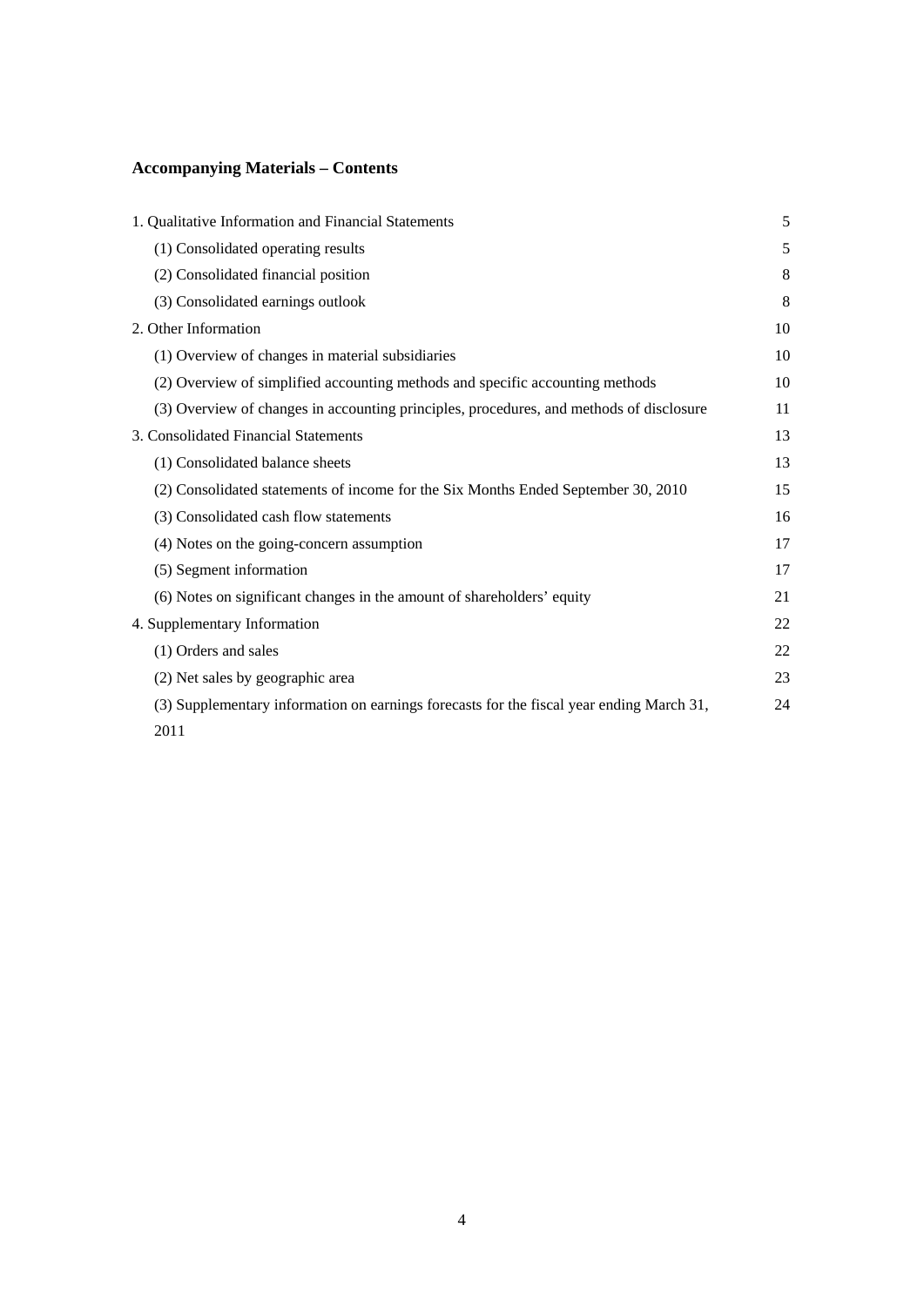## Accompanying Materials – Contents

| | |
|---|---|
| 1. Qualitative Information and Financial Statements | 5 |
| (1) Consolidated operating results | 5 |
| (2) Consolidated financial position | 8 |
| (3) Consolidated earnings outlook | 8 |
| 2. Other Information | 10 |
| (1) Overview of changes in material subsidiaries | 10 |
| (2) Overview of simplified accounting methods and specific accounting methods | 10 |
| (3) Overview of changes in accounting principles, procedures, and methods of disclosure | 11 |
| 3. Consolidated Financial Statements | 13 |
| (1) Consolidated balance sheets | 13 |
| (2) Consolidated statements of income for the Six Months Ended September 30, 2010 | 15 |
| (3) Consolidated cash flow statements | 16 |
| (4) Notes on the going-concern assumption | 17 |
| (5) Segment information | 17 |
| (6) Notes on significant changes in the amount of shareholders' equity | 21 |
| 4. Supplementary Information | 22 |
| (1) Orders and sales | 22 |
| (2) Net sales by geographic area | 23 |
| (3) Supplementary information on earnings forecasts for the fiscal year ending March 31, 2011 | 24 |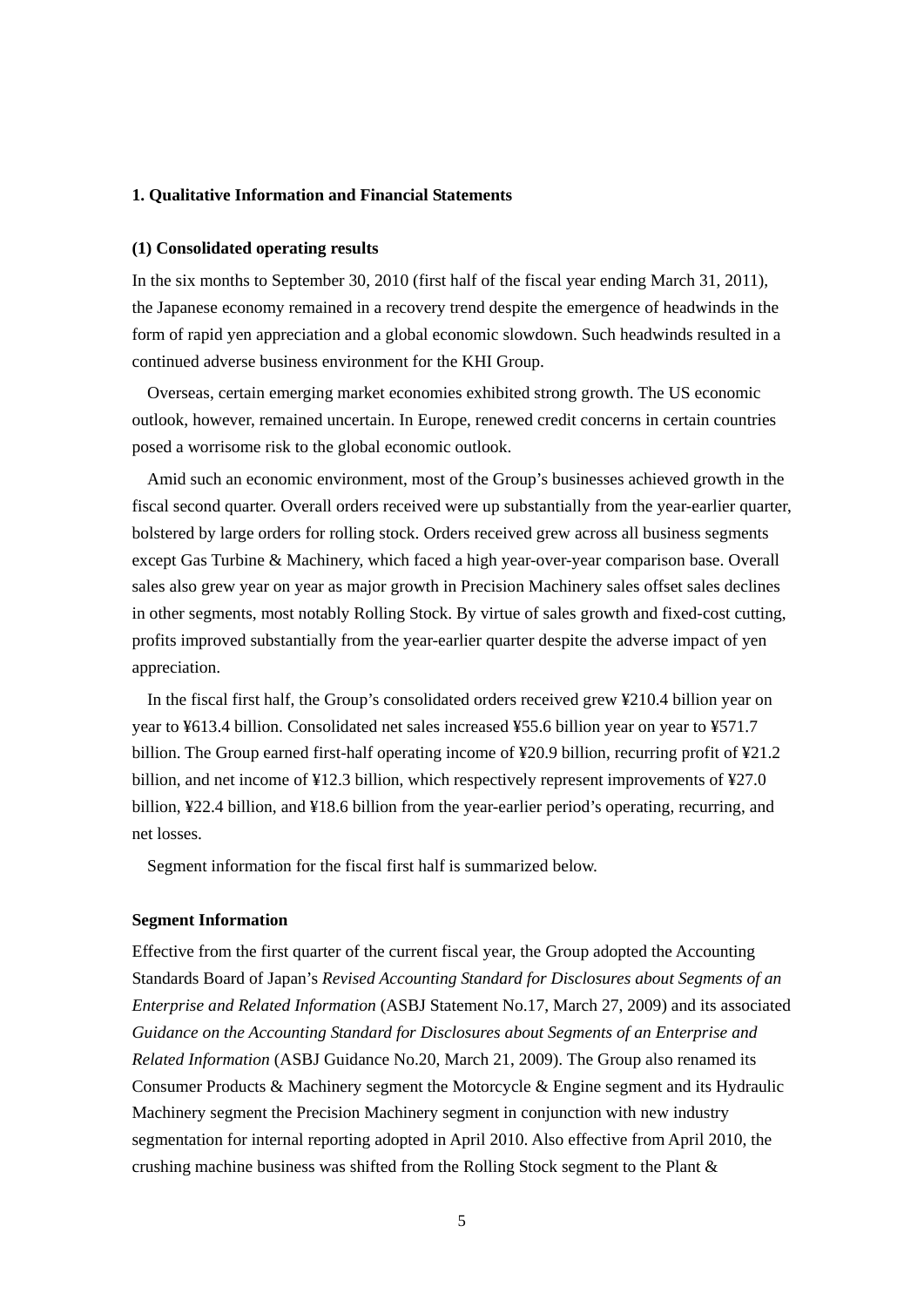**1. Qualitative Information and Financial Statements**

**(1) Consolidated operating results**

In the six months to September 30, 2010 (first half of the fiscal year ending March 31, 2011), the Japanese economy remained in a recovery trend despite the emergence of headwinds in the form of rapid yen appreciation and a global economic slowdown. Such headwinds resulted in a continued adverse business environment for the KHI Group.

Overseas, certain emerging market economies exhibited strong growth. The US economic outlook, however, remained uncertain. In Europe, renewed credit concerns in certain countries posed a worrisome risk to the global economic outlook.

Amid such an economic environment, most of the Group's businesses achieved growth in the fiscal second quarter. Overall orders received were up substantially from the year-earlier quarter, bolstered by large orders for rolling stock. Orders received grew across all business segments except Gas Turbine & Machinery, which faced a high year-over-year comparison base. Overall sales also grew year on year as major growth in Precision Machinery sales offset sales declines in other segments, most notably Rolling Stock. By virtue of sales growth and fixed-cost cutting, profits improved substantially from the year-earlier quarter despite the adverse impact of yen appreciation.

In the fiscal first half, the Group's consolidated orders received grew ¥210.4 billion year on year to ¥613.4 billion. Consolidated net sales increased ¥55.6 billion year on year to ¥571.7 billion. The Group earned first-half operating income of ¥20.9 billion, recurring profit of ¥21.2 billion, and net income of ¥12.3 billion, which respectively represent improvements of ¥27.0 billion, ¥22.4 billion, and ¥18.6 billion from the year-earlier period's operating, recurring, and net losses.

Segment information for the fiscal first half is summarized below.

**Segment Information**

Effective from the first quarter of the current fiscal year, the Group adopted the Accounting Standards Board of Japan's *Revised Accounting Standard for Disclosures about Segments of an Enterprise and Related Information* (ASBJ Statement No.17, March 27, 2009) and its associated *Guidance on the Accounting Standard for Disclosures about Segments of an Enterprise and Related Information* (ASBJ Guidance No.20, March 21, 2009). The Group also renamed its Consumer Products & Machinery segment the Motorcycle & Engine segment and its Hydraulic Machinery segment the Precision Machinery segment in conjunction with new industry segmentation for internal reporting adopted in April 2010. Also effective from April 2010, the crushing machine business was shifted from the Rolling Stock segment to the Plant &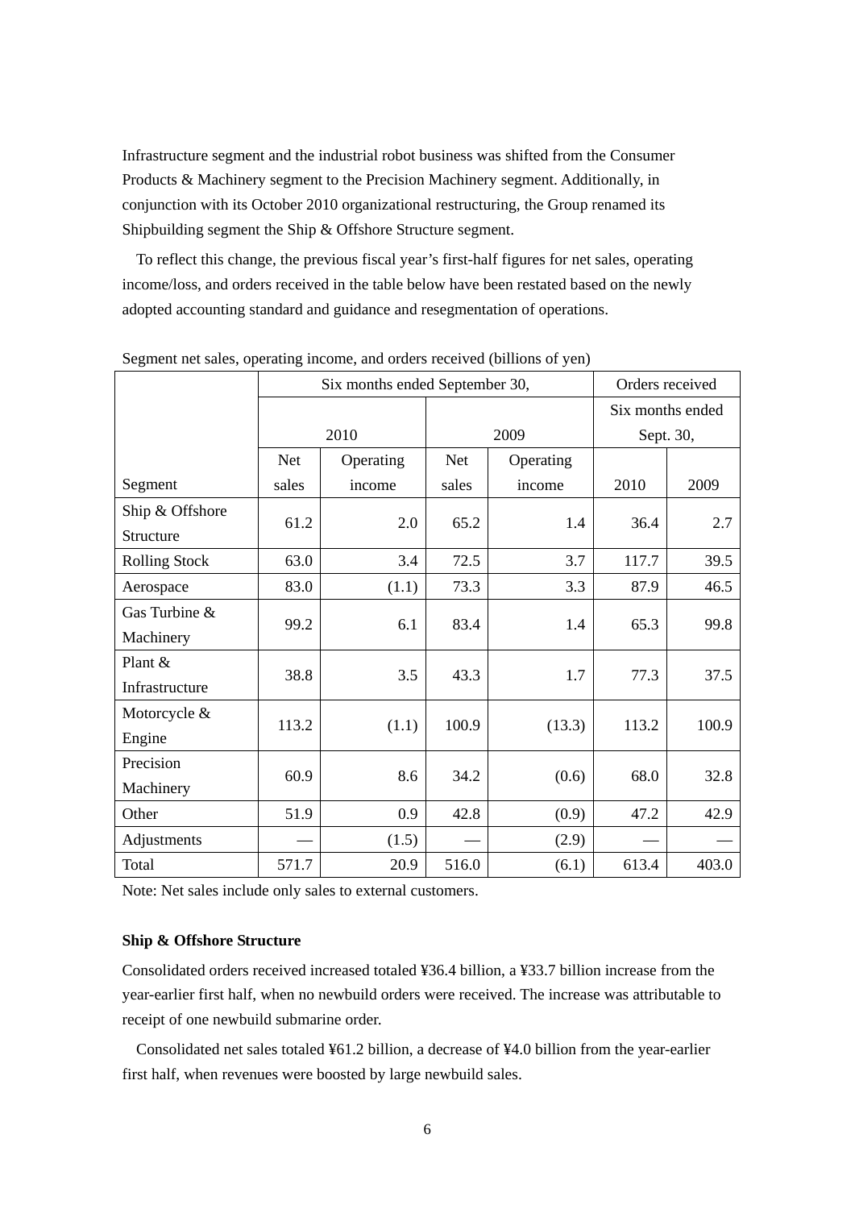Infrastructure segment and the industrial robot business was shifted from the Consumer Products & Machinery segment to the Precision Machinery segment. Additionally, in conjunction with its October 2010 organizational restructuring, the Group renamed its Shipbuilding segment the Ship & Offshore Structure segment.

To reflect this change, the previous fiscal year's first-half figures for net sales, operating income/loss, and orders received in the table below have been restated based on the newly adopted accounting standard and guidance and resegmentation of operations.

Segment net sales, operating income, and orders received (billions of yen)

| | Six months ended September 30, | | | | Orders received | |
|---|---|---|---|---|---|---|
| | 2010 | | 2009 | | Six months ended Sept. 30, | |
| Segment | Net sales | Operating income | Net sales | Operating income | 2010 | 2009 |
| Ship & Offshore Structure | 61.2 | 2.0 | 65.2 | 1.4 | 36.4 | 2.7 |
| Rolling Stock | 63.0 | 3.4 | 72.5 | 3.7 | 117.7 | 39.5 |
| Aerospace | 83.0 | (1.1) | 73.3 | 3.3 | 87.9 | 46.5 |
| Gas Turbine & Machinery | 99.2 | 6.1 | 83.4 | 1.4 | 65.3 | 99.8 |
| Plant & Infrastructure | 38.8 | 3.5 | 43.3 | 1.7 | 77.3 | 37.5 |
| Motorcycle & Engine | 113.2 | (1.1) | 100.9 | (13.3) | 113.2 | 100.9 |
| Precision Machinery | 60.9 | 8.6 | 34.2 | (0.6) | 68.0 | 32.8 |
| Other | 51.9 | 0.9 | 42.8 | (0.9) | 47.2 | 42.9 |
| Adjustments | — | (1.5) | — | (2.9) | — | — |
| Total | 571.7 | 20.9 | 516.0 | (6.1) | 613.4 | 403.0 |

Note: Net sales include only sales to external customers.

**Ship & Offshore Structure**

Consolidated orders received increased totaled ¥36.4 billion, a ¥33.7 billion increase from the year-earlier first half, when no newbuild orders were received. The increase was attributable to receipt of one newbuild submarine order.

Consolidated net sales totaled ¥61.2 billion, a decrease of ¥4.0 billion from the year-earlier first half, when revenues were boosted by large newbuild sales.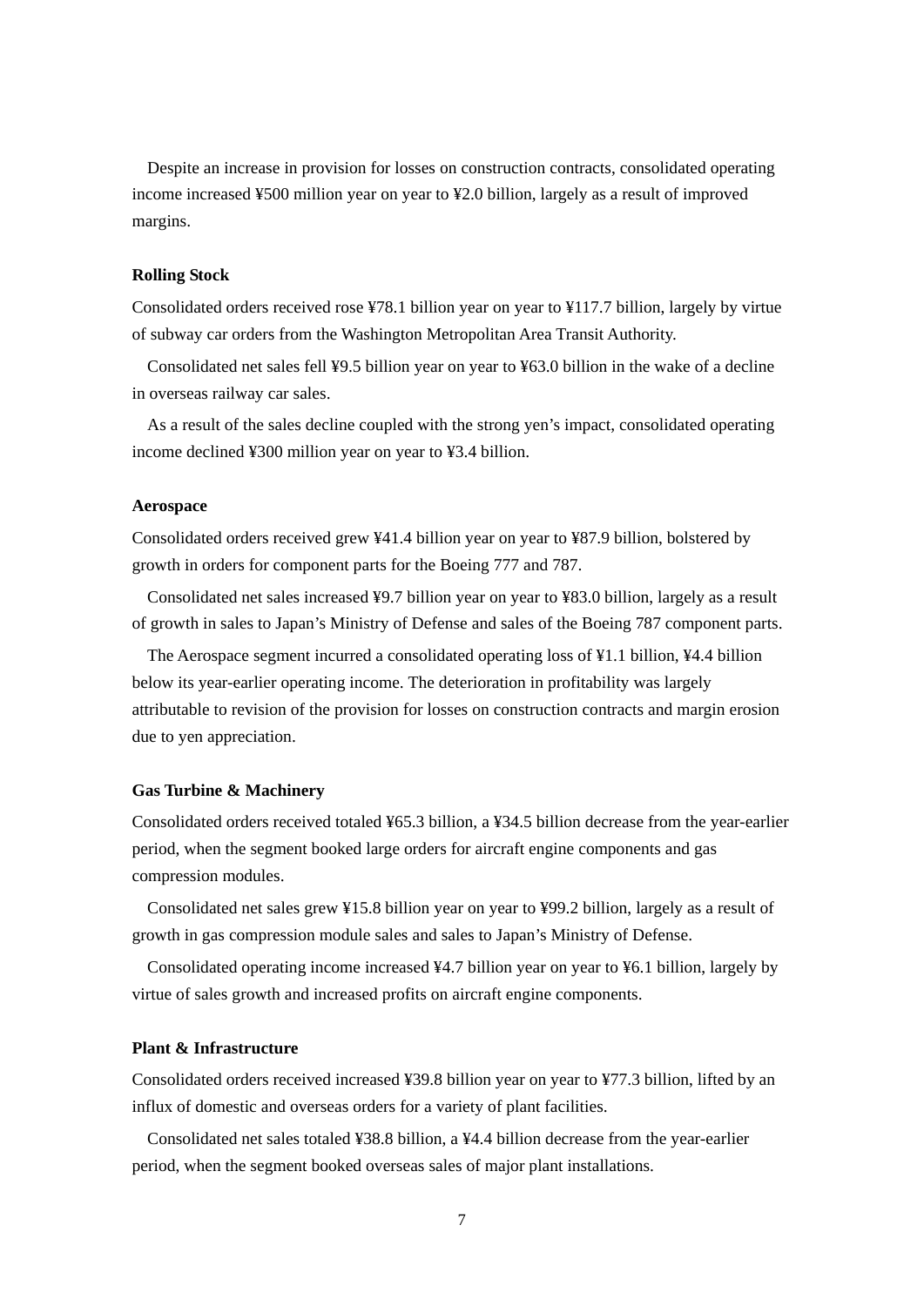Despite an increase in provision for losses on construction contracts, consolidated operating income increased ¥500 million year on year to ¥2.0 billion, largely as a result of improved margins.

**Rolling Stock**

Consolidated orders received rose ¥78.1 billion year on year to ¥117.7 billion, largely by virtue of subway car orders from the Washington Metropolitan Area Transit Authority.

Consolidated net sales fell ¥9.5 billion year on year to ¥63.0 billion in the wake of a decline in overseas railway car sales.

As a result of the sales decline coupled with the strong yen's impact, consolidated operating income declined ¥300 million year on year to ¥3.4 billion.

**Aerospace**

Consolidated orders received grew ¥41.4 billion year on year to ¥87.9 billion, bolstered by growth in orders for component parts for the Boeing 777 and 787.

Consolidated net sales increased ¥9.7 billion year on year to ¥83.0 billion, largely as a result of growth in sales to Japan's Ministry of Defense and sales of the Boeing 787 component parts.

The Aerospace segment incurred a consolidated operating loss of ¥1.1 billion, ¥4.4 billion below its year-earlier operating income. The deterioration in profitability was largely attributable to revision of the provision for losses on construction contracts and margin erosion due to yen appreciation.

**Gas Turbine & Machinery**

Consolidated orders received totaled ¥65.3 billion, a ¥34.5 billion decrease from the year-earlier period, when the segment booked large orders for aircraft engine components and gas compression modules.

Consolidated net sales grew ¥15.8 billion year on year to ¥99.2 billion, largely as a result of growth in gas compression module sales and sales to Japan's Ministry of Defense.

Consolidated operating income increased ¥4.7 billion year on year to ¥6.1 billion, largely by virtue of sales growth and increased profits on aircraft engine components.

**Plant & Infrastructure**

Consolidated orders received increased ¥39.8 billion year on year to ¥77.3 billion, lifted by an influx of domestic and overseas orders for a variety of plant facilities.

Consolidated net sales totaled ¥38.8 billion, a ¥4.4 billion decrease from the year-earlier period, when the segment booked overseas sales of major plant installations.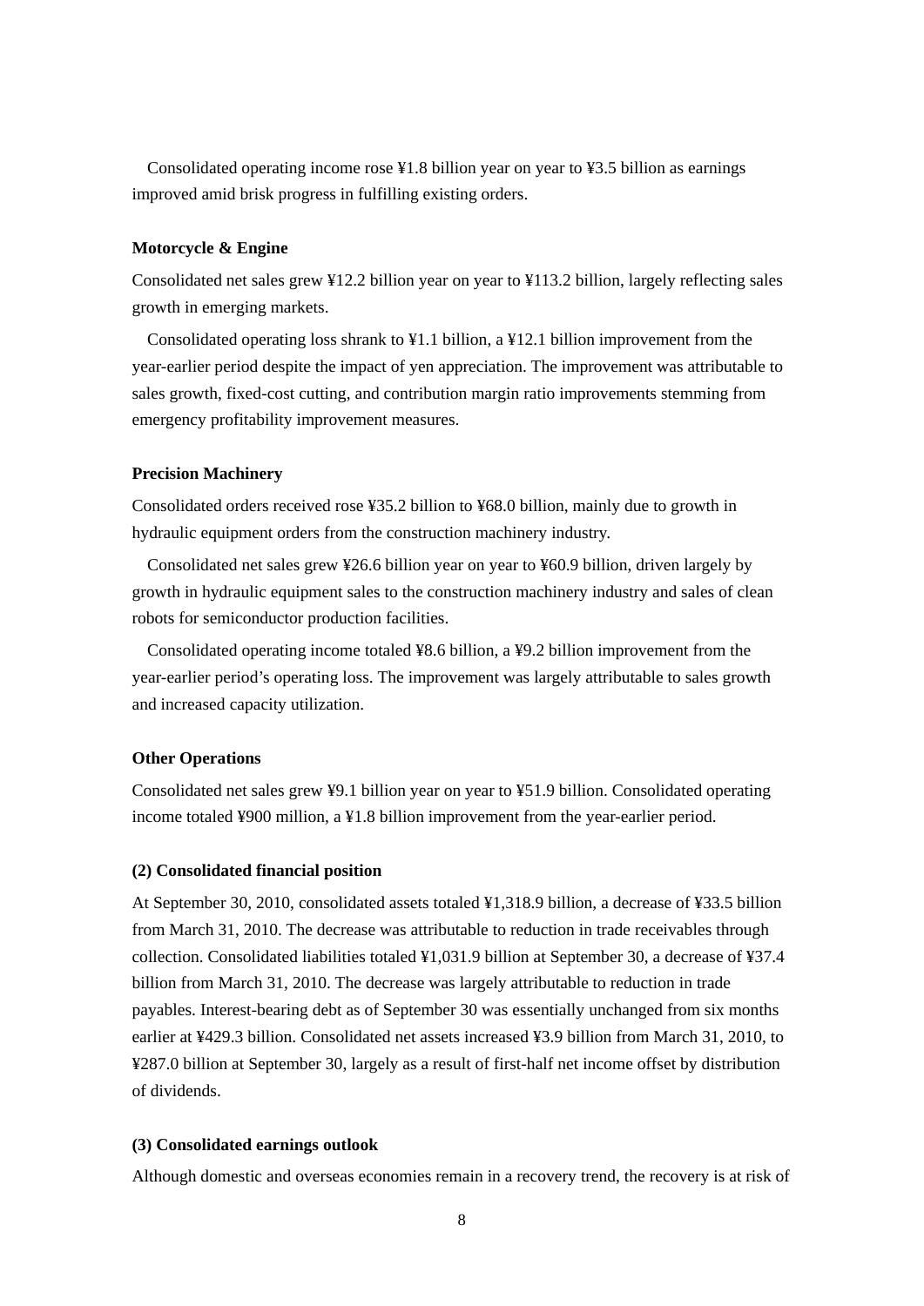Consolidated operating income rose ¥1.8 billion year on year to ¥3.5 billion as earnings improved amid brisk progress in fulfilling existing orders.

**Motorcycle & Engine**

Consolidated net sales grew ¥12.2 billion year on year to ¥113.2 billion, largely reflecting sales growth in emerging markets.

Consolidated operating loss shrank to ¥1.1 billion, a ¥12.1 billion improvement from the year-earlier period despite the impact of yen appreciation. The improvement was attributable to sales growth, fixed-cost cutting, and contribution margin ratio improvements stemming from emergency profitability improvement measures.

**Precision Machinery**

Consolidated orders received rose ¥35.2 billion to ¥68.0 billion, mainly due to growth in hydraulic equipment orders from the construction machinery industry.

Consolidated net sales grew ¥26.6 billion year on year to ¥60.9 billion, driven largely by growth in hydraulic equipment sales to the construction machinery industry and sales of clean robots for semiconductor production facilities.

Consolidated operating income totaled ¥8.6 billion, a ¥9.2 billion improvement from the year-earlier period's operating loss. The improvement was largely attributable to sales growth and increased capacity utilization.

**Other Operations**

Consolidated net sales grew ¥9.1 billion year on year to ¥51.9 billion. Consolidated operating income totaled ¥900 million, a ¥1.8 billion improvement from the year-earlier period.

**(2) Consolidated financial position**

At September 30, 2010, consolidated assets totaled ¥1,318.9 billion, a decrease of ¥33.5 billion from March 31, 2010. The decrease was attributable to reduction in trade receivables through collection. Consolidated liabilities totaled ¥1,031.9 billion at September 30, a decrease of ¥37.4 billion from March 31, 2010. The decrease was largely attributable to reduction in trade payables. Interest-bearing debt as of September 30 was essentially unchanged from six months earlier at ¥429.3 billion. Consolidated net assets increased ¥3.9 billion from March 31, 2010, to ¥287.0 billion at September 30, largely as a result of first-half net income offset by distribution of dividends.

**(3) Consolidated earnings outlook**

Although domestic and overseas economies remain in a recovery trend, the recovery is at risk of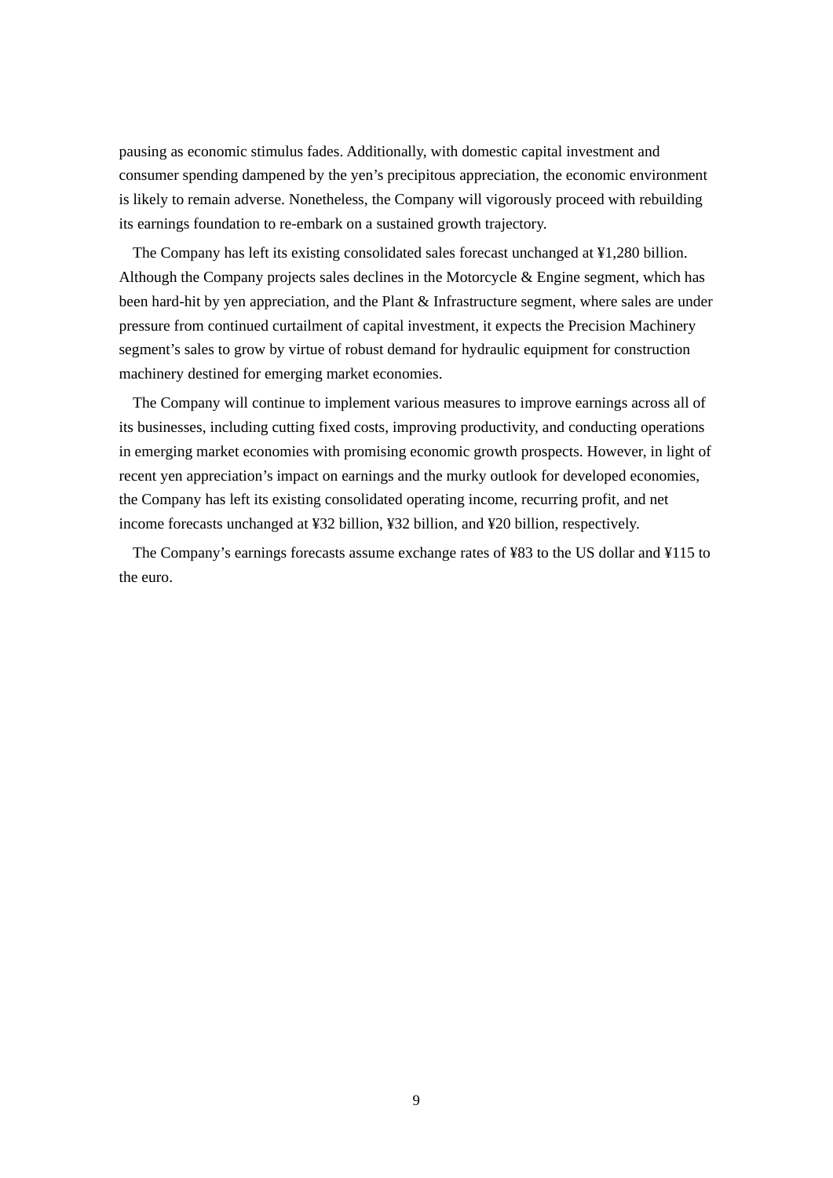pausing as economic stimulus fades. Additionally, with domestic capital investment and consumer spending dampened by the yen's precipitous appreciation, the economic environment is likely to remain adverse. Nonetheless, the Company will vigorously proceed with rebuilding its earnings foundation to re-embark on a sustained growth trajectory.

The Company has left its existing consolidated sales forecast unchanged at ¥1,280 billion. Although the Company projects sales declines in the Motorcycle & Engine segment, which has been hard-hit by yen appreciation, and the Plant & Infrastructure segment, where sales are under pressure from continued curtailment of capital investment, it expects the Precision Machinery segment's sales to grow by virtue of robust demand for hydraulic equipment for construction machinery destined for emerging market economies.

The Company will continue to implement various measures to improve earnings across all of its businesses, including cutting fixed costs, improving productivity, and conducting operations in emerging market economies with promising economic growth prospects. However, in light of recent yen appreciation's impact on earnings and the murky outlook for developed economies, the Company has left its existing consolidated operating income, recurring profit, and net income forecasts unchanged at ¥32 billion, ¥32 billion, and ¥20 billion, respectively.

The Company's earnings forecasts assume exchange rates of ¥83 to the US dollar and ¥115 to the euro.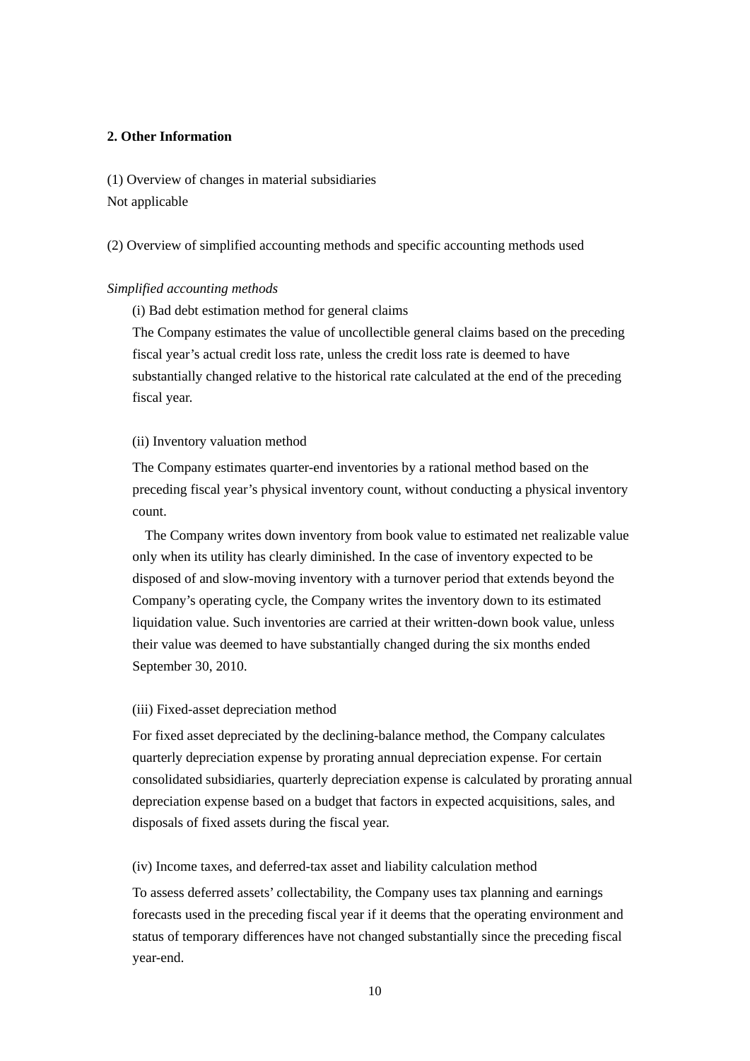## 2. Other Information

(1) Overview of changes in material subsidiaries

Not applicable

(2) Overview of simplified accounting methods and specific accounting methods used

*Simplified accounting methods*

(i) Bad debt estimation method for general claims

The Company estimates the value of uncollectible general claims based on the preceding fiscal year's actual credit loss rate, unless the credit loss rate is deemed to have substantially changed relative to the historical rate calculated at the end of the preceding fiscal year.

(ii) Inventory valuation method

The Company estimates quarter-end inventories by a rational method based on the preceding fiscal year's physical inventory count, without conducting a physical inventory count.

The Company writes down inventory from book value to estimated net realizable value only when its utility has clearly diminished. In the case of inventory expected to be disposed of and slow-moving inventory with a turnover period that extends beyond the Company's operating cycle, the Company writes the inventory down to its estimated liquidation value. Such inventories are carried at their written-down book value, unless their value was deemed to have substantially changed during the six months ended September 30, 2010.

(iii) Fixed-asset depreciation method

For fixed asset depreciated by the declining-balance method, the Company calculates quarterly depreciation expense by prorating annual depreciation expense. For certain consolidated subsidiaries, quarterly depreciation expense is calculated by prorating annual depreciation expense based on a budget that factors in expected acquisitions, sales, and disposals of fixed assets during the fiscal year.

(iv) Income taxes, and deferred-tax asset and liability calculation method

To assess deferred assets' collectability, the Company uses tax planning and earnings forecasts used in the preceding fiscal year if it deems that the operating environment and status of temporary differences have not changed substantially since the preceding fiscal year-end.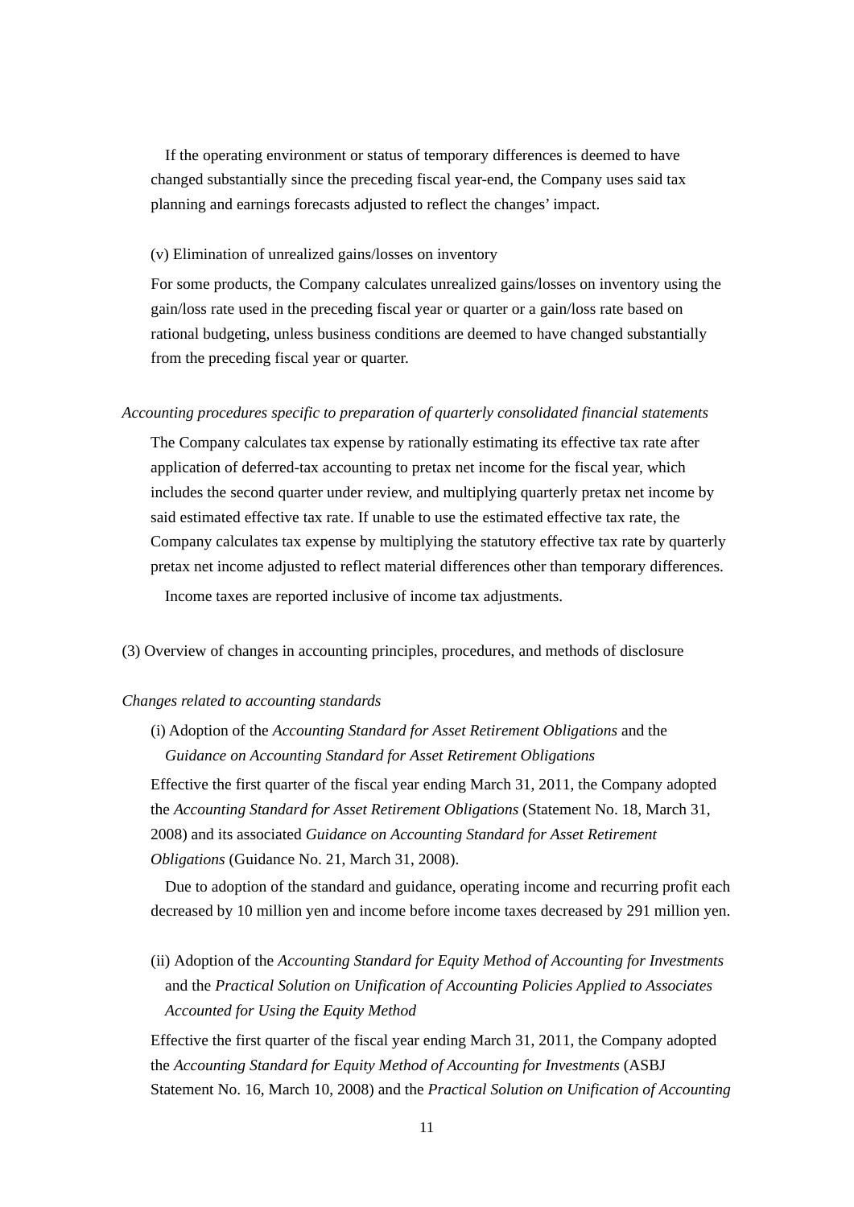If the operating environment or status of temporary differences is deemed to have changed substantially since the preceding fiscal year-end, the Company uses said tax planning and earnings forecasts adjusted to reflect the changes' impact.

(v) Elimination of unrealized gains/losses on inventory

For some products, the Company calculates unrealized gains/losses on inventory using the gain/loss rate used in the preceding fiscal year or quarter or a gain/loss rate based on rational budgeting, unless business conditions are deemed to have changed substantially from the preceding fiscal year or quarter.

*Accounting procedures specific to preparation of quarterly consolidated financial statements*

The Company calculates tax expense by rationally estimating its effective tax rate after application of deferred-tax accounting to pretax net income for the fiscal year, which includes the second quarter under review, and multiplying quarterly pretax net income by said estimated effective tax rate. If unable to use the estimated effective tax rate, the Company calculates tax expense by multiplying the statutory effective tax rate by quarterly pretax net income adjusted to reflect material differences other than temporary differences.

Income taxes are reported inclusive of income tax adjustments.

(3) Overview of changes in accounting principles, procedures, and methods of disclosure

*Changes related to accounting standards*

(i) Adoption of the *Accounting Standard for Asset Retirement Obligations* and the *Guidance on Accounting Standard for Asset Retirement Obligations*

Effective the first quarter of the fiscal year ending March 31, 2011, the Company adopted the *Accounting Standard for Asset Retirement Obligations* (Statement No. 18, March 31, 2008) and its associated *Guidance on Accounting Standard for Asset Retirement Obligations* (Guidance No. 21, March 31, 2008).

Due to adoption of the standard and guidance, operating income and recurring profit each decreased by 10 million yen and income before income taxes decreased by 291 million yen.

(ii) Adoption of the *Accounting Standard for Equity Method of Accounting for Investments* and the *Practical Solution on Unification of Accounting Policies Applied to Associates Accounted for Using the Equity Method*

Effective the first quarter of the fiscal year ending March 31, 2011, the Company adopted the *Accounting Standard for Equity Method of Accounting for Investments* (ASBJ Statement No. 16, March 10, 2008) and the *Practical Solution on Unification of Accounting*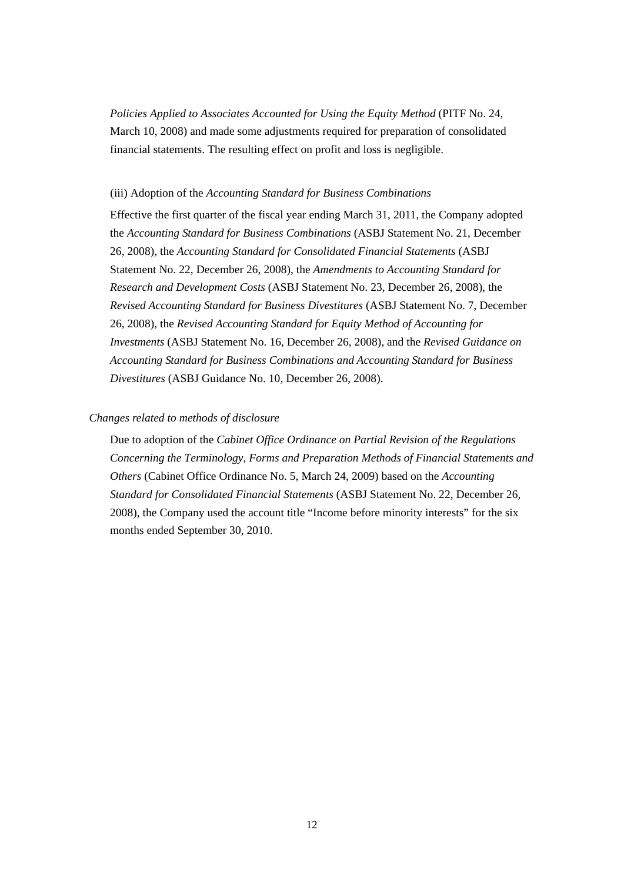*Policies Applied to Associates Accounted for Using the Equity Method* (PITF No. 24, March 10, 2008) and made some adjustments required for preparation of consolidated financial statements. The resulting effect on profit and loss is negligible.

(iii) Adoption of the *Accounting Standard for Business Combinations*

Effective the first quarter of the fiscal year ending March 31, 2011, the Company adopted the *Accounting Standard for Business Combinations* (ASBJ Statement No. 21, December 26, 2008), the *Accounting Standard for Consolidated Financial Statements* (ASBJ Statement No. 22, December 26, 2008), the *Amendments to Accounting Standard for Research and Development Costs* (ASBJ Statement No. 23, December 26, 2008), the *Revised Accounting Standard for Business Divestitures* (ASBJ Statement No. 7, December 26, 2008), the *Revised Accounting Standard for Equity Method of Accounting for Investments* (ASBJ Statement No. 16, December 26, 2008), and the *Revised Guidance on Accounting Standard for Business Combinations and Accounting Standard for Business Divestitures* (ASBJ Guidance No. 10, December 26, 2008).

*Changes related to methods of disclosure*

Due to adoption of the *Cabinet Office Ordinance on Partial Revision of the Regulations Concerning the Terminology, Forms and Preparation Methods of Financial Statements and Others* (Cabinet Office Ordinance No. 5, March 24, 2009) based on the *Accounting Standard for Consolidated Financial Statements* (ASBJ Statement No. 22, December 26, 2008), the Company used the account title "Income before minority interests" for the six months ended September 30, 2010.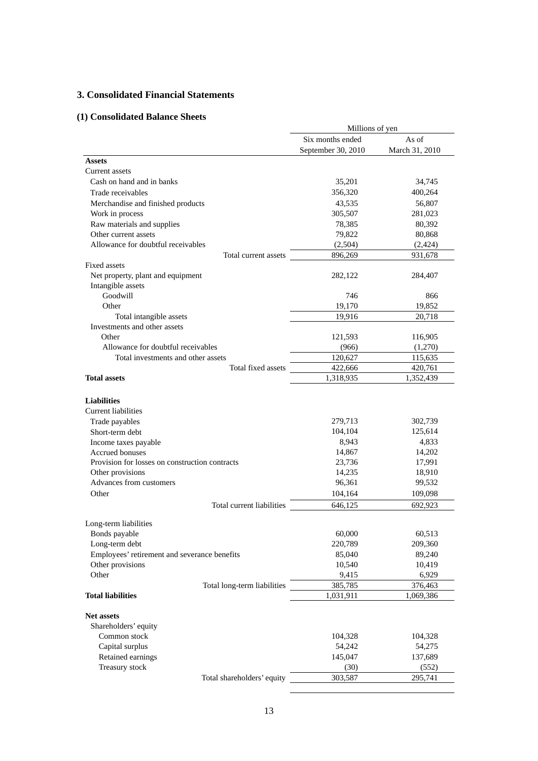## 3. Consolidated Financial Statements

### (1) Consolidated Balance Sheets

| | Millions of yen | |
|---|---|---|
| | Six months ended September 30, 2010 | As of March 31, 2010 |
| **Assets** | | |
| Current assets | | |
| Cash on hand and in banks | 35,201 | 34,745 |
| Trade receivables | 356,320 | 400,264 |
| Merchandise and finished products | 43,535 | 56,807 |
| Work in process | 305,507 | 281,023 |
| Raw materials and supplies | 78,385 | 80,392 |
| Other current assets | 79,822 | 80,868 |
| Allowance for doubtful receivables | (2,504) | (2,424) |
| Total current assets | 896,269 | 931,678 |
| Fixed assets | | |
| Net property, plant and equipment | 282,122 | 284,407 |
| Intangible assets | | |
| Goodwill | 746 | 866 |
| Other | 19,170 | 19,852 |
| Total intangible assets | 19,916 | 20,718 |
| Investments and other assets | | |
| Other | 121,593 | 116,905 |
| Allowance for doubtful receivables | (966) | (1,270) |
| Total investments and other assets | 120,627 | 115,635 |
| Total fixed assets | 422,666 | 420,761 |
| **Total assets** | 1,318,935 | 1,352,439 |
| **Liabilities** | | |
| Current liabilities | | |
| Trade payables | 279,713 | 302,739 |
| Short-term debt | 104,104 | 125,614 |
| Income taxes payable | 8,943 | 4,833 |
| Accrued bonuses | 14,867 | 14,202 |
| Provision for losses on construction contracts | 23,736 | 17,991 |
| Other provisions | 14,235 | 18,910 |
| Advances from customers | 96,361 | 99,532 |
| Other | 104,164 | 109,098 |
| Total current liabilities | 646,125 | 692,923 |
| Long-term liabilities | | |
| Bonds payable | 60,000 | 60,513 |
| Long-term debt | 220,789 | 209,360 |
| Employees' retirement and severance benefits | 85,040 | 89,240 |
| Other provisions | 10,540 | 10,419 |
| Other | 9,415 | 6,929 |
| Total long-term liabilities | 385,785 | 376,463 |
| **Total liabilities** | 1,031,911 | 1,069,386 |
| **Net assets** | | |
| Shareholders' equity | | |
| Common stock | 104,328 | 104,328 |
| Capital surplus | 54,242 | 54,275 |
| Retained earnings | 145,047 | 137,689 |
| Treasury stock | (30) | (552) |
| Total shareholders' equity | 303,587 | 295,741 |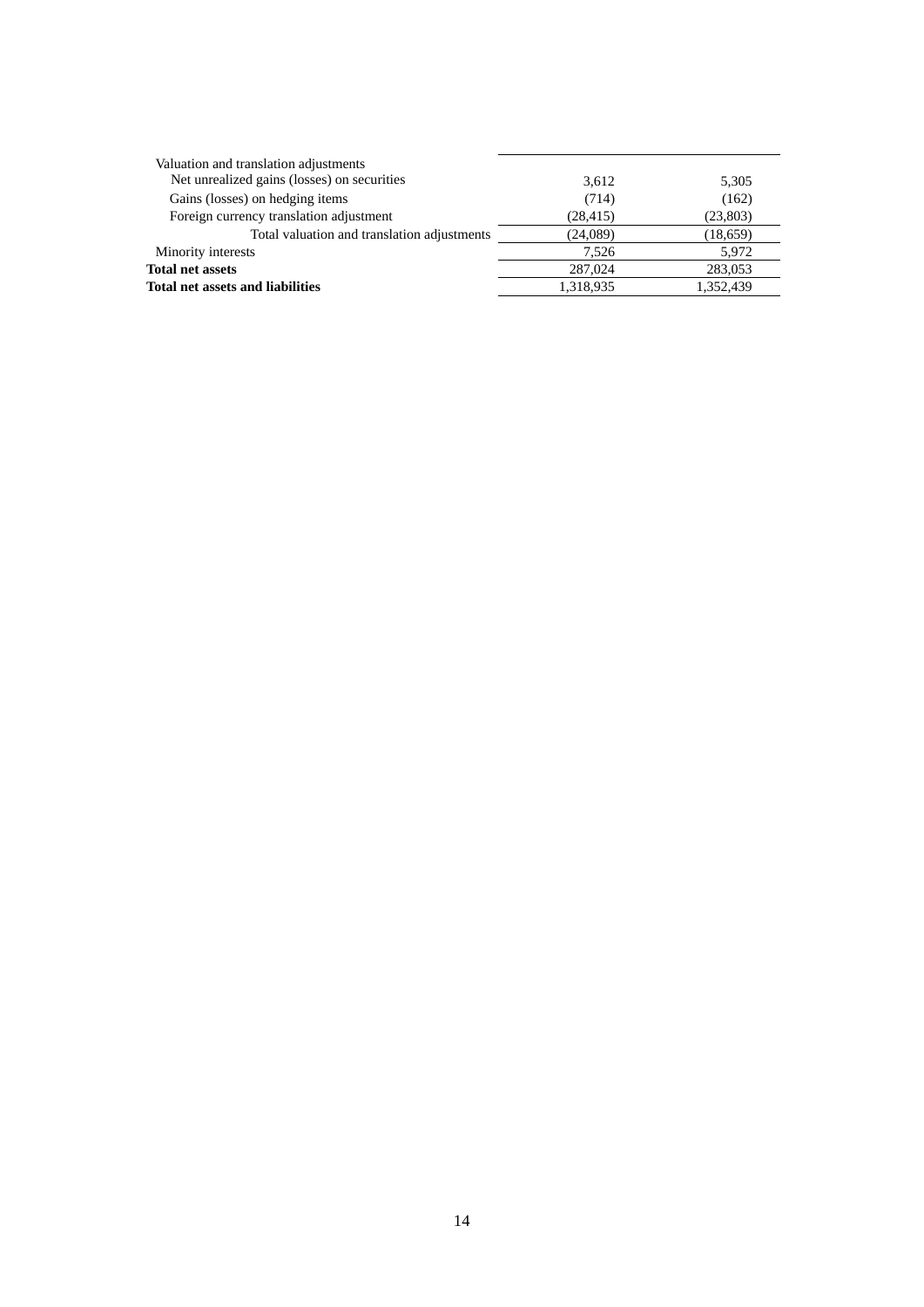| | | |
|---|---|---|
| Valuation and translation adjustments | | |
| Net unrealized gains (losses) on securities | 3,612 | 5,305 |
| Gains (losses) on hedging items | (714) | (162) |
| Foreign currency translation adjustment | (28,415) | (23,803) |
| Total valuation and translation adjustments | (24,089) | (18,659) |
| Minority interests | 7,526 | 5,972 |
| **Total net assets** | 287,024 | 283,053 |
| **Total net assets and liabilities** | 1,318,935 | 1,352,439 |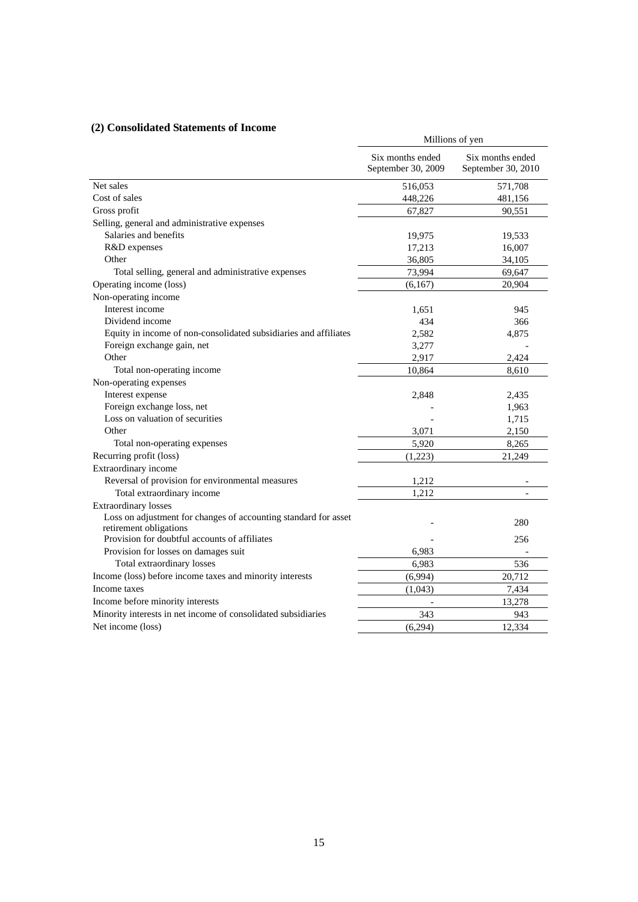## (2) Consolidated Statements of Income

| | Millions of yen | |
|---|---|---|
| | Six months ended September 30, 2009 | Six months ended September 30, 2010 |
| Net sales | 516,053 | 571,708 |
| Cost of sales | 448,226 | 481,156 |
| Gross profit | 67,827 | 90,551 |
| Selling, general and administrative expenses | | |
| Salaries and benefits | 19,975 | 19,533 |
| R&D expenses | 17,213 | 16,007 |
| Other | 36,805 | 34,105 |
| Total selling, general and administrative expenses | 73,994 | 69,647 |
| Operating income (loss) | (6,167) | 20,904 |
| Non-operating income | | |
| Interest income | 1,651 | 945 |
| Dividend income | 434 | 366 |
| Equity in income of non-consolidated subsidiaries and affiliates | 2,582 | 4,875 |
| Foreign exchange gain, net | 3,277 | - |
| Other | 2,917 | 2,424 |
| Total non-operating income | 10,864 | 8,610 |
| Non-operating expenses | | |
| Interest expense | 2,848 | 2,435 |
| Foreign exchange loss, net | - | 1,963 |
| Loss on valuation of securities | - | 1,715 |
| Other | 3,071 | 2,150 |
| Total non-operating expenses | 5,920 | 8,265 |
| Recurring profit (loss) | (1,223) | 21,249 |
| Extraordinary income | | |
| Reversal of provision for environmental measures | 1,212 | - |
| Total extraordinary income | 1,212 | - |
| Extraordinary losses | | |
| Loss on adjustment for changes of accounting standard for asset retirement obligations | - | 280 |
| Provision for doubtful accounts of affiliates | - | 256 |
| Provision for losses on damages suit | 6,983 | - |
| Total extraordinary losses | 6,983 | 536 |
| Income (loss) before income taxes and minority interests | (6,994) | 20,712 |
| Income taxes | (1,043) | 7,434 |
| Income before minority interests | - | 13,278 |
| Minority interests in net income of consolidated subsidiaries | 343 | 943 |
| Net income (loss) | (6,294) | 12,334 |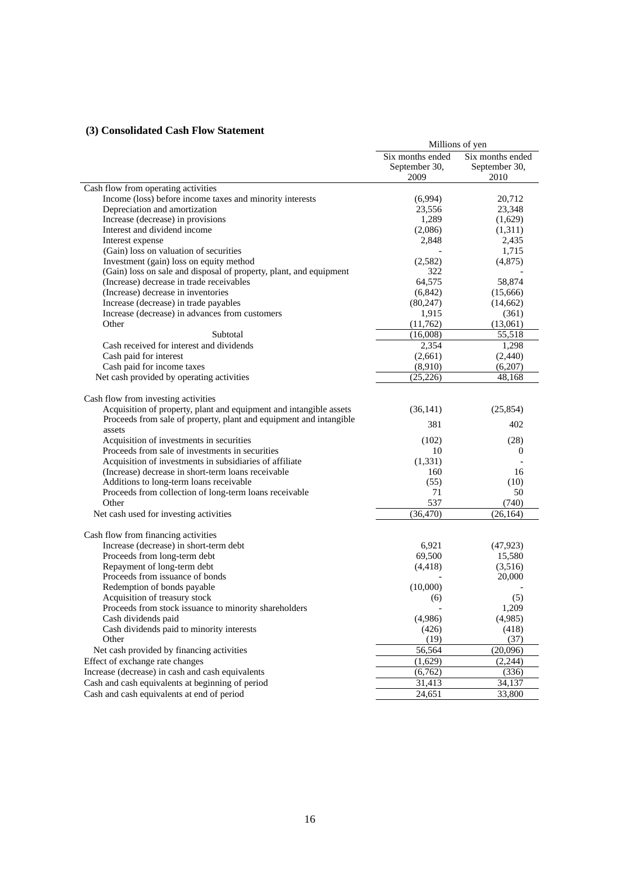### (3) Consolidated Cash Flow Statement

| | Millions of yen | |
|---|---|---|
| | Six months ended September 30, 2009 | Six months ended September 30, 2010 |
| Cash flow from operating activities | | |
| Income (loss) before income taxes and minority interests | (6,994) | 20,712 |
| Depreciation and amortization | 23,556 | 23,348 |
| Increase (decrease) in provisions | 1,289 | (1,629) |
| Interest and dividend income | (2,086) | (1,311) |
| Interest expense | 2,848 | 2,435 |
| (Gain) loss on valuation of securities | - | 1,715 |
| Investment (gain) loss on equity method | (2,582) | (4,875) |
| (Gain) loss on sale and disposal of property, plant, and equipment | 322 | - |
| (Increase) decrease in trade receivables | 64,575 | 58,874 |
| (Increase) decrease in inventories | (6,842) | (15,666) |
| Increase (decrease) in trade payables | (80,247) | (14,662) |
| Increase (decrease) in advances from customers | 1,915 | (361) |
| Other | (11,762) | (13,061) |
| Subtotal | (16,008) | 55,518 |
| Cash received for interest and dividends | 2,354 | 1,298 |
| Cash paid for interest | (2,661) | (2,440) |
| Cash paid for income taxes | (8,910) | (6,207) |
| Net cash provided by operating activities | (25,226) | 48,168 |
| Cash flow from investing activities | | |
| Acquisition of property, plant and equipment and intangible assets | (36,141) | (25,854) |
| Proceeds from sale of property, plant and equipment and intangible assets | 381 | 402 |
| Acquisition of investments in securities | (102) | (28) |
| Proceeds from sale of investments in securities | 10 | 0 |
| Acquisition of investments in subsidiaries of affiliate | (1,331) | - |
| (Increase) decrease in short-term loans receivable | 160 | 16 |
| Additions to long-term loans receivable | (55) | (10) |
| Proceeds from collection of long-term loans receivable | 71 | 50 |
| Other | 537 | (740) |
| Net cash used for investing activities | (36,470) | (26,164) |
| Cash flow from financing activities | | |
| Increase (decrease) in short-term debt | 6,921 | (47,923) |
| Proceeds from long-term debt | 69,500 | 15,580 |
| Repayment of long-term debt | (4,418) | (3,516) |
| Proceeds from issuance of bonds | - | 20,000 |
| Redemption of bonds payable | (10,000) | - |
| Acquisition of treasury stock | (6) | (5) |
| Proceeds from stock issuance to minority shareholders | - | 1,209 |
| Cash dividends paid | (4,986) | (4,985) |
| Cash dividends paid to minority interests | (426) | (418) |
| Other | (19) | (37) |
| Net cash provided by financing activities | 56,564 | (20,096) |
| Effect of exchange rate changes | (1,629) | (2,244) |
| Increase (decrease) in cash and cash equivalents | (6,762) | (336) |
| Cash and cash equivalents at beginning of period | 31,413 | 34,137 |
| Cash and cash equivalents at end of period | 24,651 | 33,800 |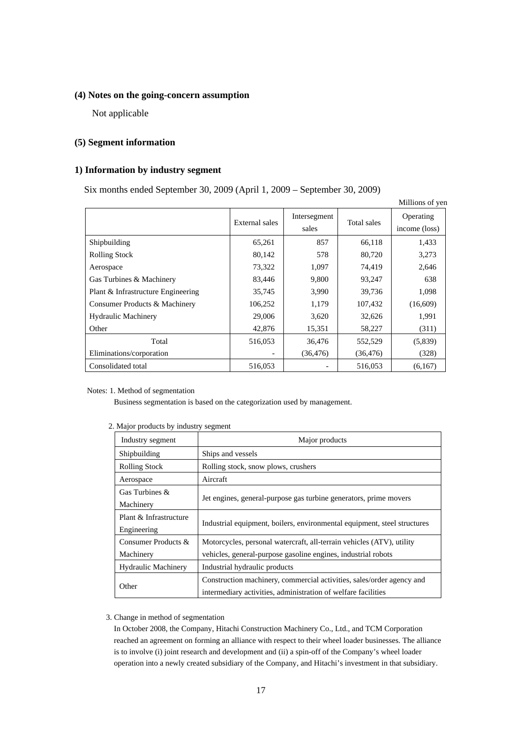### (4) Notes on the going-concern assumption

Not applicable

### (5) Segment information

### 1) Information by industry segment

Six months ended September 30, 2009 (April 1, 2009 – September 30, 2009)

Millions of yen

| | External sales | Intersegment sales | Total sales | Operating income (loss) |
|---|---|---|---|---|
| Shipbuilding | 65,261 | 857 | 66,118 | 1,433 |
| Rolling Stock | 80,142 | 578 | 80,720 | 3,273 |
| Aerospace | 73,322 | 1,097 | 74,419 | 2,646 |
| Gas Turbines & Machinery | 83,446 | 9,800 | 93,247 | 638 |
| Plant & Infrastructure Engineering | 35,745 | 3,990 | 39,736 | 1,098 |
| Consumer Products & Machinery | 106,252 | 1,179 | 107,432 | (16,609) |
| Hydraulic Machinery | 29,006 | 3,620 | 32,626 | 1,991 |
| Other | 42,876 | 15,351 | 58,227 | (311) |
| Total | 516,053 | 36,476 | 552,529 | (5,839) |
| Eliminations/corporation | - | (36,476) | (36,476) | (328) |
| Consolidated total | 516,053 | - | 516,053 | (6,167) |

Notes: 1. Method of segmentation

Business segmentation is based on the categorization used by management.

2. Major products by industry segment

| Industry segment | Major products |
|---|---|
| Shipbuilding | Ships and vessels |
| Rolling Stock | Rolling stock, snow plows, crushers |
| Aerospace | Aircraft |
| Gas Turbines & Machinery | Jet engines, general-purpose gas turbine generators, prime movers |
| Plant & Infrastructure Engineering | Industrial equipment, boilers, environmental equipment, steel structures |
| Consumer Products & Machinery | Motorcycles, personal watercraft, all-terrain vehicles (ATV), utility vehicles, general-purpose gasoline engines, industrial robots |
| Hydraulic Machinery | Industrial hydraulic products |
| Other | Construction machinery, commercial activities, sales/order agency and intermediary activities, administration of welfare facilities |

3. Change in method of segmentation

In October 2008, the Company, Hitachi Construction Machinery Co., Ltd., and TCM Corporation reached an agreement on forming an alliance with respect to their wheel loader businesses. The alliance is to involve (i) joint research and development and (ii) a spin-off of the Company's wheel loader operation into a newly created subsidiary of the Company, and Hitachi's investment in that subsidiary.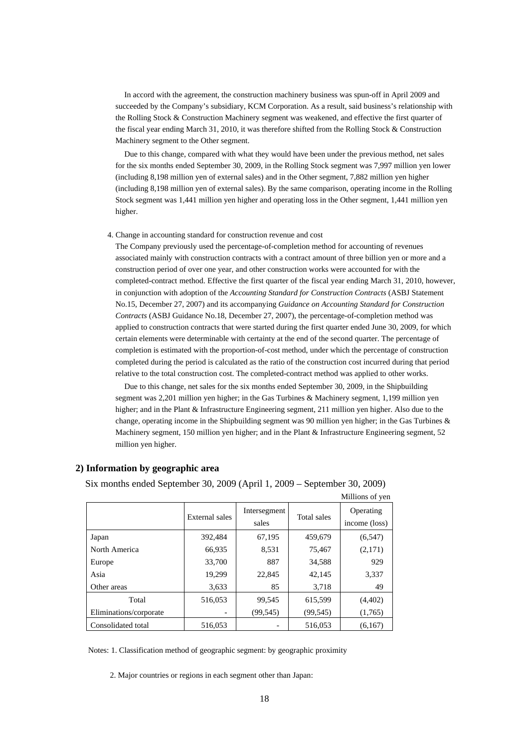In accord with the agreement, the construction machinery business was spun-off in April 2009 and succeeded by the Company's subsidiary, KCM Corporation. As a result, said business's relationship with the Rolling Stock & Construction Machinery segment was weakened, and effective the first quarter of the fiscal year ending March 31, 2010, it was therefore shifted from the Rolling Stock & Construction Machinery segment to the Other segment.

Due to this change, compared with what they would have been under the previous method, net sales for the six months ended September 30, 2009, in the Rolling Stock segment was 7,997 million yen lower (including 8,198 million yen of external sales) and in the Other segment, 7,882 million yen higher (including 8,198 million yen of external sales). By the same comparison, operating income in the Rolling Stock segment was 1,441 million yen higher and operating loss in the Other segment, 1,441 million yen higher.

4. Change in accounting standard for construction revenue and cost

The Company previously used the percentage-of-completion method for accounting of revenues associated mainly with construction contracts with a contract amount of three billion yen or more and a construction period of over one year, and other construction works were accounted for with the completed-contract method. Effective the first quarter of the fiscal year ending March 31, 2010, however, in conjunction with adoption of the *Accounting Standard for Construction Contracts* (ASBJ Statement No.15, December 27, 2007) and its accompanying *Guidance on Accounting Standard for Construction Contracts* (ASBJ Guidance No.18, December 27, 2007), the percentage-of-completion method was applied to construction contracts that were started during the first quarter ended June 30, 2009, for which certain elements were determinable with certainty at the end of the second quarter. The percentage of completion is estimated with the proportion-of-cost method, under which the percentage of construction completed during the period is calculated as the ratio of the construction cost incurred during that period relative to the total construction cost. The completed-contract method was applied to other works.

Due to this change, net sales for the six months ended September 30, 2009, in the Shipbuilding segment was 2,201 million yen higher; in the Gas Turbines & Machinery segment, 1,199 million yen higher; and in the Plant & Infrastructure Engineering segment, 211 million yen higher. Also due to the change, operating income in the Shipbuilding segment was 90 million yen higher; in the Gas Turbines & Machinery segment, 150 million yen higher; and in the Plant & Infrastructure Engineering segment, 52 million yen higher.

## 2) Information by geographic area

Six months ended September 30, 2009 (April 1, 2009 – September 30, 2009)

Millions of yen

| | External sales | Intersegment sales | Total sales | Operating income (loss) |
|---|---|---|---|---|
| Japan | 392,484 | 67,195 | 459,679 | (6,547) |
| North America | 66,935 | 8,531 | 75,467 | (2,171) |
| Europe | 33,700 | 887 | 34,588 | 929 |
| Asia | 19,299 | 22,845 | 42,145 | 3,337 |
| Other areas | 3,633 | 85 | 3,718 | 49 |
| Total | 516,053 | 99,545 | 615,599 | (4,402) |
| Eliminations/corporate | - | (99,545) | (99,545) | (1,765) |
| Consolidated total | 516,053 | - | 516,053 | (6,167) |

Notes: 1. Classification method of geographic segment: by geographic proximity

2. Major countries or regions in each segment other than Japan: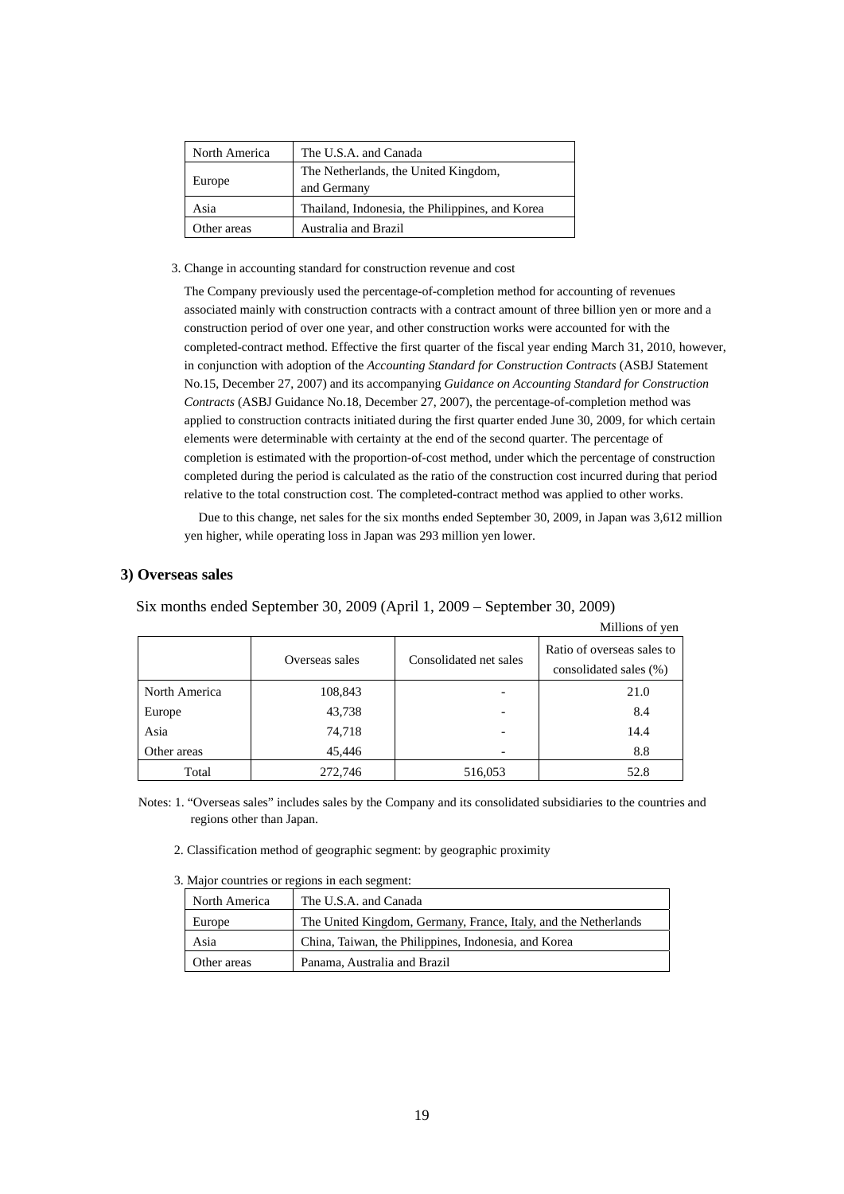| North America | The U.S.A. and Canada |
| --- | --- |
| Europe | The Netherlands, the United Kingdom, and Germany |
| Asia | Thailand, Indonesia, the Philippines, and Korea |
| Other areas | Australia and Brazil |

3. Change in accounting standard for construction revenue and cost

The Company previously used the percentage-of-completion method for accounting of revenues associated mainly with construction contracts with a contract amount of three billion yen or more and a construction period of over one year, and other construction works were accounted for with the completed-contract method. Effective the first quarter of the fiscal year ending March 31, 2010, however, in conjunction with adoption of the *Accounting Standard for Construction Contracts* (ASBJ Statement No.15, December 27, 2007) and its accompanying *Guidance on Accounting Standard for Construction Contracts* (ASBJ Guidance No.18, December 27, 2007), the percentage-of-completion method was applied to construction contracts initiated during the first quarter ended June 30, 2009, for which certain elements were determinable with certainty at the end of the second quarter. The percentage of completion is estimated with the proportion-of-cost method, under which the percentage of construction completed during the period is calculated as the ratio of the construction cost incurred during that period relative to the total construction cost. The completed-contract method was applied to other works.

Due to this change, net sales for the six months ended September 30, 2009, in Japan was 3,612 million yen higher, while operating loss in Japan was 293 million yen lower.

### 3) Overseas sales

Six months ended September 30, 2009 (April 1, 2009 – September 30, 2009)

Millions of yen

| | Overseas sales | Consolidated net sales | Ratio of overseas sales to consolidated sales (%) |
| --- | --- | --- | --- |
| North America | 108,843 | - | 21.0 |
| Europe | 43,738 | - | 8.4 |
| Asia | 74,718 | - | 14.4 |
| Other areas | 45,446 | - | 8.8 |
| Total | 272,746 | 516,053 | 52.8 |

Notes: 1. "Overseas sales" includes sales by the Company and its consolidated subsidiaries to the countries and regions other than Japan.

2. Classification method of geographic segment: by geographic proximity

3. Major countries or regions in each segment:

| North America | The U.S.A. and Canada |
| --- | --- |
| Europe | The United Kingdom, Germany, France, Italy, and the Netherlands |
| Asia | China, Taiwan, the Philippines, Indonesia, and Korea |
| Other areas | Panama, Australia and Brazil |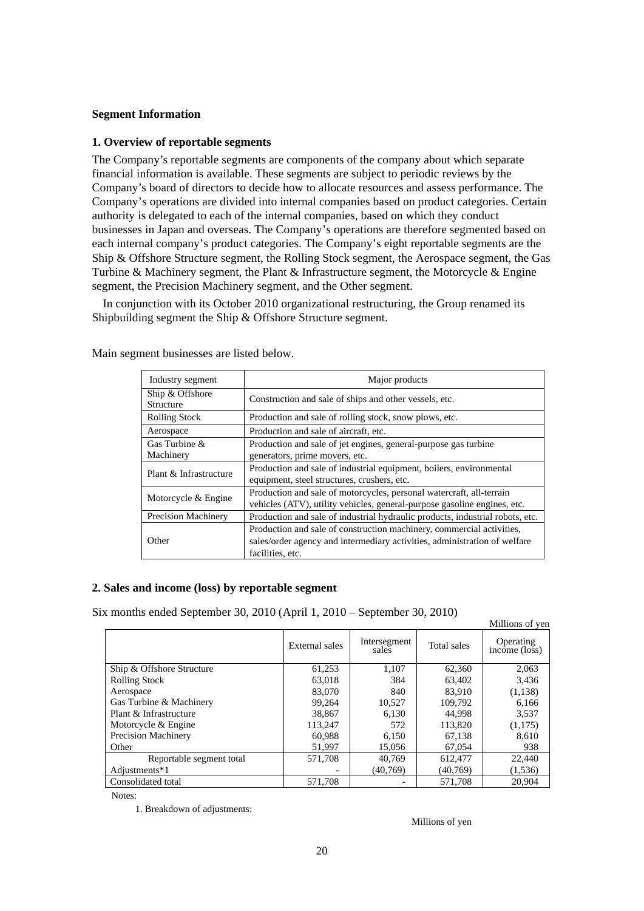### Segment Information

#### 1. Overview of reportable segments

The Company's reportable segments are components of the company about which separate financial information is available. These segments are subject to periodic reviews by the Company's board of directors to decide how to allocate resources and assess performance. The Company's operations are divided into internal companies based on product categories. Certain authority is delegated to each of the internal companies, based on which they conduct businesses in Japan and overseas. The Company's operations are therefore segmented based on each internal company's product categories. The Company's eight reportable segments are the Ship & Offshore Structure segment, the Rolling Stock segment, the Aerospace segment, the Gas Turbine & Machinery segment, the Plant & Infrastructure segment, the Motorcycle & Engine segment, the Precision Machinery segment, and the Other segment.

In conjunction with its October 2010 organizational restructuring, the Group renamed its Shipbuilding segment the Ship & Offshore Structure segment.

Main segment businesses are listed below.

| Industry segment | Major products |
|---|---|
| Ship & Offshore Structure | Construction and sale of ships and other vessels, etc. |
| Rolling Stock | Production and sale of rolling stock, snow plows, etc. |
| Aerospace | Production and sale of aircraft, etc. |
| Gas Turbine & Machinery | Production and sale of jet engines, general-purpose gas turbine generators, prime movers, etc. |
| Plant & Infrastructure | Production and sale of industrial equipment, boilers, environmental equipment, steel structures, crushers, etc. |
| Motorcycle & Engine | Production and sale of motorcycles, personal watercraft, all-terrain vehicles (ATV), utility vehicles, general-purpose gasoline engines, etc. |
| Precision Machinery | Production and sale of industrial hydraulic products, industrial robots, etc. |
| Other | Production and sale of construction machinery, commercial activities, sales/order agency and intermediary activities, administration of welfare facilities, etc. |

#### 2. Sales and income (loss) by reportable segment

Six months ended September 30, 2010 (April 1, 2010 – September 30, 2010)

Millions of yen

| | External sales | Intersegment sales | Total sales | Operating income (loss) |
|---|---|---|---|---|
| Ship & Offshore Structure | 61,253 | 1,107 | 62,360 | 2,063 |
| Rolling Stock | 63,018 | 384 | 63,402 | 3,436 |
| Aerospace | 83,070 | 840 | 83,910 | (1,138) |
| Gas Turbine & Machinery | 99,264 | 10,527 | 109,792 | 6,166 |
| Plant & Infrastructure | 38,867 | 6,130 | 44,998 | 3,537 |
| Motorcycle & Engine | 113,247 | 572 | 113,820 | (1,175) |
| Precision Machinery | 60,988 | 6,150 | 67,138 | 8,610 |
| Other | 51,997 | 15,056 | 67,054 | 938 |
| Reportable segment total | 571,708 | 40,769 | 612,477 | 22,440 |
| Adjustments*1 | - | (40,769) | (40,769) | (1,536) |
| Consolidated total | 571,708 | - | 571,708 | 20,904 |

Notes:

1. Breakdown of adjustments:

Millions of yen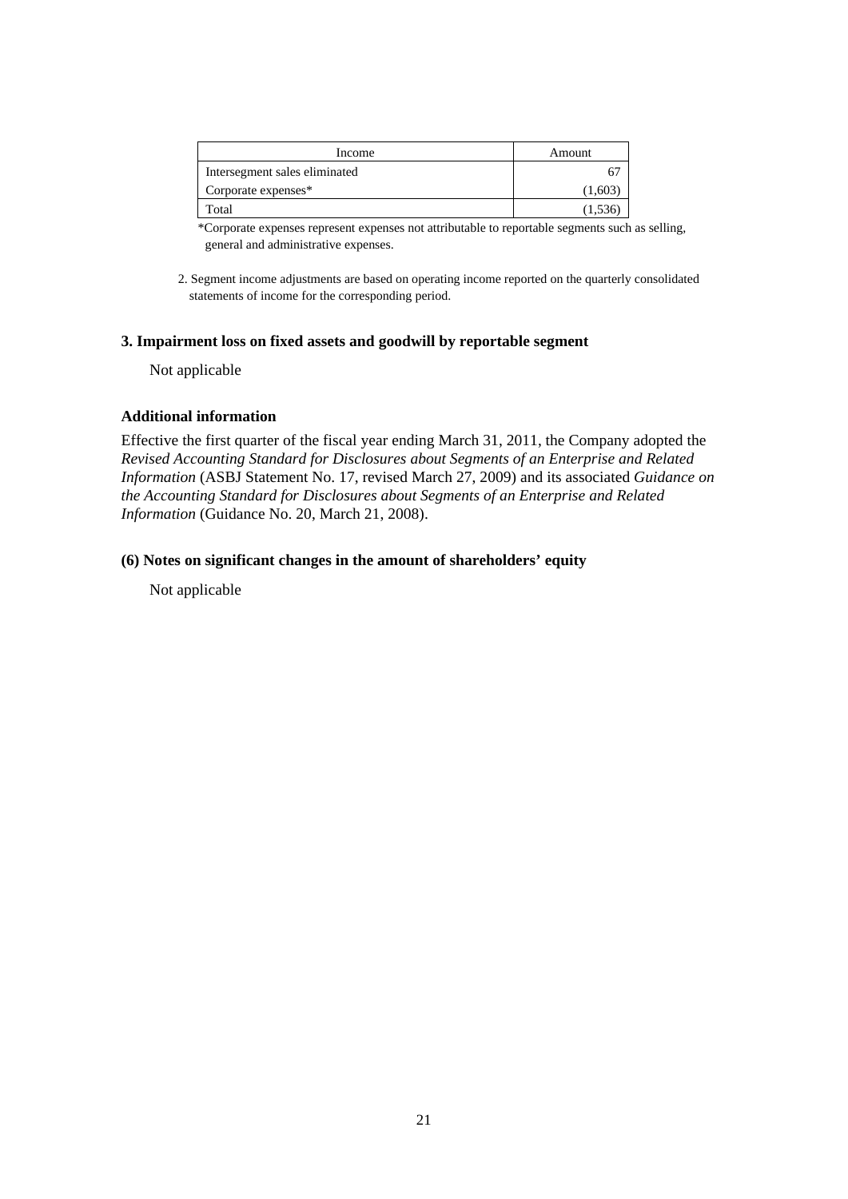| Income | Amount |
|---|---|
| Intersegment sales eliminated | 67 |
| Corporate expenses* | (1,603) |
| Total | (1,536) |

*Corporate expenses represent expenses not attributable to reportable segments such as selling, general and administrative expenses.

2. Segment income adjustments are based on operating income reported on the quarterly consolidated statements of income for the corresponding period.

### 3. Impairment loss on fixed assets and goodwill by reportable segment

Not applicable

### Additional information

Effective the first quarter of the fiscal year ending March 31, 2011, the Company adopted the *Revised Accounting Standard for Disclosures about Segments of an Enterprise and Related Information* (ASBJ Statement No. 17, revised March 27, 2009) and its associated *Guidance on the Accounting Standard for Disclosures about Segments of an Enterprise and Related Information* (Guidance No. 20, March 21, 2008).

### (6) Notes on significant changes in the amount of shareholders' equity

Not applicable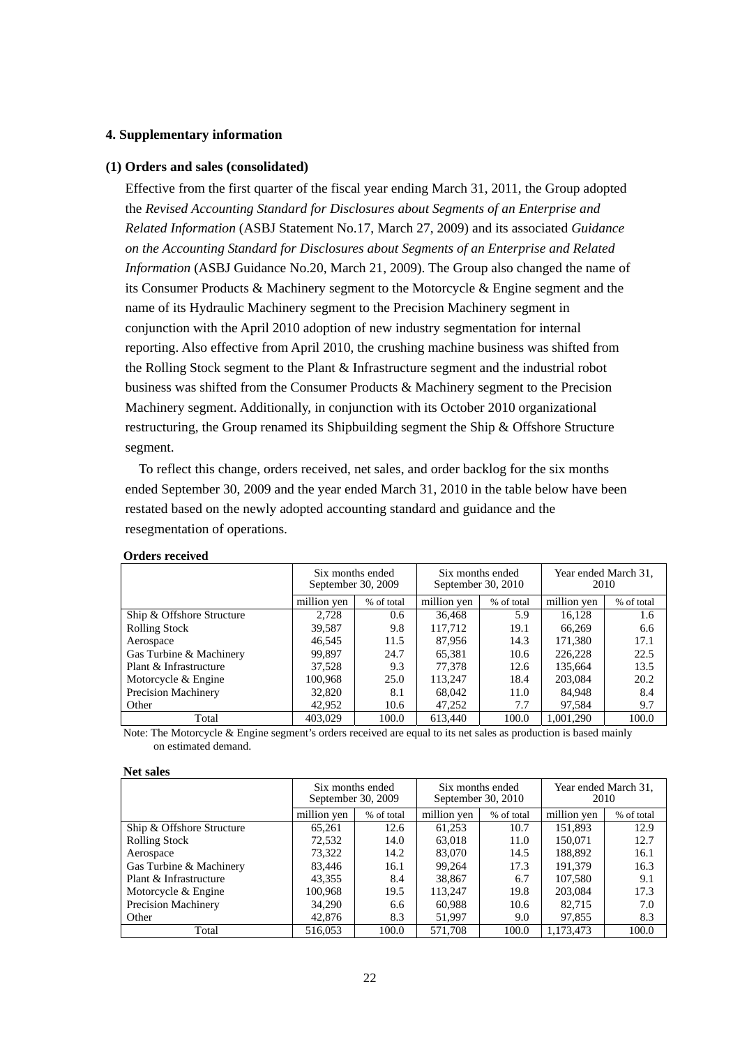## 4. Supplementary information

### (1) Orders and sales (consolidated)

Effective from the first quarter of the fiscal year ending March 31, 2011, the Group adopted the *Revised Accounting Standard for Disclosures about Segments of an Enterprise and Related Information* (ASBJ Statement No.17, March 27, 2009) and its associated *Guidance on the Accounting Standard for Disclosures about Segments of an Enterprise and Related Information* (ASBJ Guidance No.20, March 21, 2009). The Group also changed the name of its Consumer Products & Machinery segment to the Motorcycle & Engine segment and the name of its Hydraulic Machinery segment to the Precision Machinery segment in conjunction with the April 2010 adoption of new industry segmentation for internal reporting. Also effective from April 2010, the crushing machine business was shifted from the Rolling Stock segment to the Plant & Infrastructure segment and the industrial robot business was shifted from the Consumer Products & Machinery segment to the Precision Machinery segment. Additionally, in conjunction with its October 2010 organizational restructuring, the Group renamed its Shipbuilding segment the Ship & Offshore Structure segment.

To reflect this change, orders received, net sales, and order backlog for the six months ended September 30, 2009 and the year ended March 31, 2010 in the table below have been restated based on the newly adopted accounting standard and guidance and the resegmentation of operations.

**Orders received**

| | Six months ended September 30, 2009 | | Six months ended September 30, 2010 | | Year ended March 31, 2010 | |
|---|---|---|---|---|---|---|
| | million yen | % of total | million yen | % of total | million yen | % of total |
| Ship & Offshore Structure | 2,728 | 0.6 | 36,468 | 5.9 | 16,128 | 1.6 |
| Rolling Stock | 39,587 | 9.8 | 117,712 | 19.1 | 66,269 | 6.6 |
| Aerospace | 46,545 | 11.5 | 87,956 | 14.3 | 171,380 | 17.1 |
| Gas Turbine & Machinery | 99,897 | 24.7 | 65,381 | 10.6 | 226,228 | 22.5 |
| Plant & Infrastructure | 37,528 | 9.3 | 77,378 | 12.6 | 135,664 | 13.5 |
| Motorcycle & Engine | 100,968 | 25.0 | 113,247 | 18.4 | 203,084 | 20.2 |
| Precision Machinery | 32,820 | 8.1 | 68,042 | 11.0 | 84,948 | 8.4 |
| Other | 42,952 | 10.6 | 47,252 | 7.7 | 97,584 | 9.7 |
| Total | 403,029 | 100.0 | 613,440 | 100.0 | 1,001,290 | 100.0 |

Note: The Motorcycle & Engine segment's orders received are equal to its net sales as production is based mainly on estimated demand.

**Net sales**

| | Six months ended September 30, 2009 | | Six months ended September 30, 2010 | | Year ended March 31, 2010 | |
|---|---|---|---|---|---|---|
| | million yen | % of total | million yen | % of total | million yen | % of total |
| Ship & Offshore Structure | 65,261 | 12.6 | 61,253 | 10.7 | 151,893 | 12.9 |
| Rolling Stock | 72,532 | 14.0 | 63,018 | 11.0 | 150,071 | 12.7 |
| Aerospace | 73,322 | 14.2 | 83,070 | 14.5 | 188,892 | 16.1 |
| Gas Turbine & Machinery | 83,446 | 16.1 | 99,264 | 17.3 | 191,379 | 16.3 |
| Plant & Infrastructure | 43,355 | 8.4 | 38,867 | 6.7 | 107,580 | 9.1 |
| Motorcycle & Engine | 100,968 | 19.5 | 113,247 | 19.8 | 203,084 | 17.3 |
| Precision Machinery | 34,290 | 6.6 | 60,988 | 10.6 | 82,715 | 7.0 |
| Other | 42,876 | 8.3 | 51,997 | 9.0 | 97,855 | 8.3 |
| Total | 516,053 | 100.0 | 571,708 | 100.0 | 1,173,473 | 100.0 |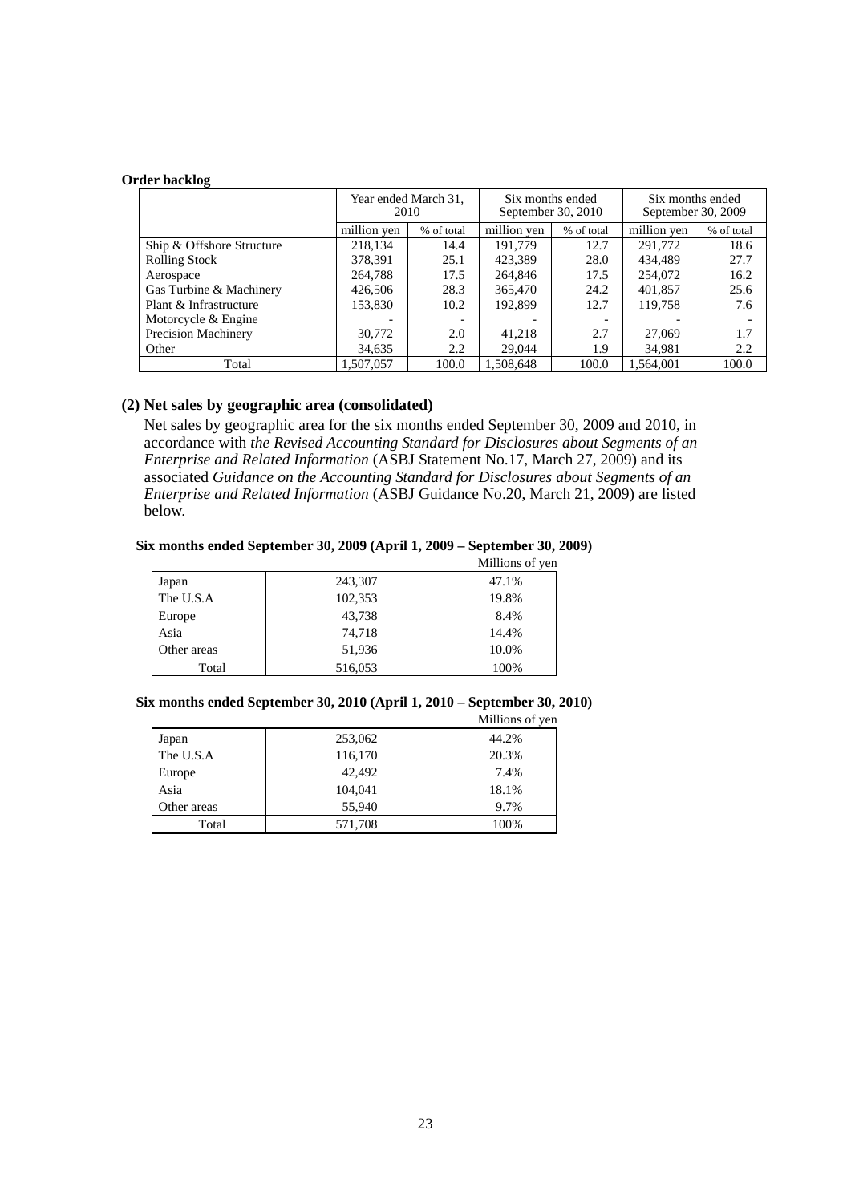**Order backlog**

| | Year ended March 31, 2010 | | Six months ended September 30, 2010 | | Six months ended September 30, 2009 | |
|---|---|---|---|---|---|---|
| | million yen | % of total | million yen | % of total | million yen | % of total |
| Ship & Offshore Structure | 218,134 | 14.4 | 191,779 | 12.7 | 291,772 | 18.6 |
| Rolling Stock | 378,391 | 25.1 | 423,389 | 28.0 | 434,489 | 27.7 |
| Aerospace | 264,788 | 17.5 | 264,846 | 17.5 | 254,072 | 16.2 |
| Gas Turbine & Machinery | 426,506 | 28.3 | 365,470 | 24.2 | 401,857 | 25.6 |
| Plant & Infrastructure | 153,830 | 10.2 | 192,899 | 12.7 | 119,758 | 7.6 |
| Motorcycle & Engine | - | - | - | - | - | - |
| Precision Machinery | 30,772 | 2.0 | 41,218 | 2.7 | 27,069 | 1.7 |
| Other | 34,635 | 2.2 | 29,044 | 1.9 | 34,981 | 2.2 |
| Total | 1,507,057 | 100.0 | 1,508,648 | 100.0 | 1,564,001 | 100.0 |

## (2) Net sales by geographic area (consolidated)

Net sales by geographic area for the six months ended September 30, 2009 and 2010, in accordance with *the Revised Accounting Standard for Disclosures about Segments of an Enterprise and Related Information* (ASBJ Statement No.17, March 27, 2009) and its associated *Guidance on the Accounting Standard for Disclosures about Segments of an Enterprise and Related Information* (ASBJ Guidance No.20, March 21, 2009) are listed below.

**Six months ended September 30, 2009 (April 1, 2009 – September 30, 2009)**

Millions of yen

| | | |
|---|---|---|
| Japan | 243,307 | 47.1% |
| The U.S.A | 102,353 | 19.8% |
| Europe | 43,738 | 8.4% |
| Asia | 74,718 | 14.4% |
| Other areas | 51,936 | 10.0% |
| Total | 516,053 | 100% |

**Six months ended September 30, 2010 (April 1, 2010 – September 30, 2010)**

Millions of yen

| | | |
|---|---|---|
| Japan | 253,062 | 44.2% |
| The U.S.A | 116,170 | 20.3% |
| Europe | 42,492 | 7.4% |
| Asia | 104,041 | 18.1% |
| Other areas | 55,940 | 9.7% |
| Total | 571,708 | 100% |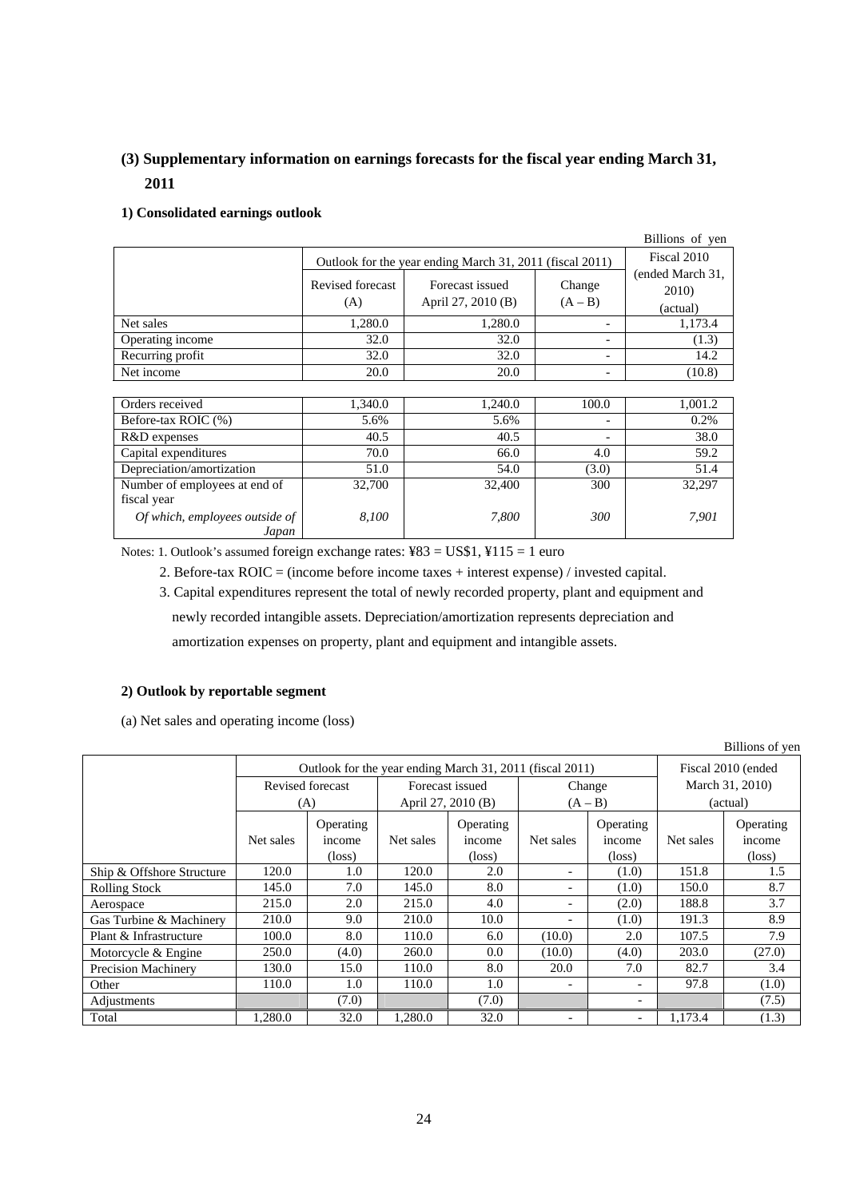## (3) Supplementary information on earnings forecasts for the fiscal year ending March 31, 2011

### 1) Consolidated earnings outlook

Billions of yen

| | Outlook for the year ending March 31, 2011 (fiscal 2011) | | | Fiscal 2010 (ended March 31, 2010) (actual) |
|---|---|---|---|---|
| | Revised forecast (A) | Forecast issued April 27, 2010 (B) | Change (A – B) | |
| Net sales | 1,280.0 | 1,280.0 | - | 1,173.4 |
| Operating income | 32.0 | 32.0 | - | (1.3) |
| Recurring profit | 32.0 | 32.0 | - | 14.2 |
| Net income | 20.0 | 20.0 | - | (10.8) |
| | | | | |
| Orders received | 1,340.0 | 1,240.0 | 100.0 | 1,001.2 |
| Before-tax ROIC (%) | 5.6% | 5.6% | - | 0.2% |
| R&D expenses | 40.5 | 40.5 | - | 38.0 |
| Capital expenditures | 70.0 | 66.0 | 4.0 | 59.2 |
| Depreciation/amortization | 51.0 | 54.0 | (3.0) | 51.4 |
| Number of employees at end of fiscal year | 32,700 | 32,400 | 300 | 32,297 |
| *Of which, employees outside of Japan* | *8,100* | *7,800* | *300* | *7,901* |

Notes: 1. Outlook's assumed foreign exchange rates: ¥83 = US$1, ¥115 = 1 euro

2. Before-tax ROIC = (income before income taxes + interest expense) / invested capital.

3. Capital expenditures represent the total of newly recorded property, plant and equipment and newly recorded intangible assets. Depreciation/amortization represents depreciation and amortization expenses on property, plant and equipment and intangible assets.

### 2) Outlook by reportable segment

(a) Net sales and operating income (loss)

Billions of yen

| | Outlook for the year ending March 31, 2011 (fiscal 2011) | | | | | | Fiscal 2010 (ended March 31, 2010) (actual) | |
|---|---|---|---|---|---|---|---|---|
| | Revised forecast (A) | | Forecast issued April 27, 2010 (B) | | Change (A – B) | | | |
| | Net sales | Operating income (loss) | Net sales | Operating income (loss) | Net sales | Operating income (loss) | Net sales | Operating income (loss) |
| Ship & Offshore Structure | 120.0 | 1.0 | 120.0 | 2.0 | - | (1.0) | 151.8 | 1.5 |
| Rolling Stock | 145.0 | 7.0 | 145.0 | 8.0 | - | (1.0) | 150.0 | 8.7 |
| Aerospace | 215.0 | 2.0 | 215.0 | 4.0 | - | (2.0) | 188.8 | 3.7 |
| Gas Turbine & Machinery | 210.0 | 9.0 | 210.0 | 10.0 | - | (1.0) | 191.3 | 8.9 |
| Plant & Infrastructure | 100.0 | 8.0 | 110.0 | 6.0 | (10.0) | 2.0 | 107.5 | 7.9 |
| Motorcycle & Engine | 250.0 | (4.0) | 260.0 | 0.0 | (10.0) | (4.0) | 203.0 | (27.0) |
| Precision Machinery | 130.0 | 15.0 | 110.0 | 8.0 | 20.0 | 7.0 | 82.7 | 3.4 |
| Other | 110.0 | 1.0 | 110.0 | 1.0 | - | - | 97.8 | (1.0) |
| Adjustments | | (7.0) | | (7.0) | | - | | (7.5) |
| Total | 1,280.0 | 32.0 | 1,280.0 | 32.0 | - | - | 1,173.4 | (1.3) |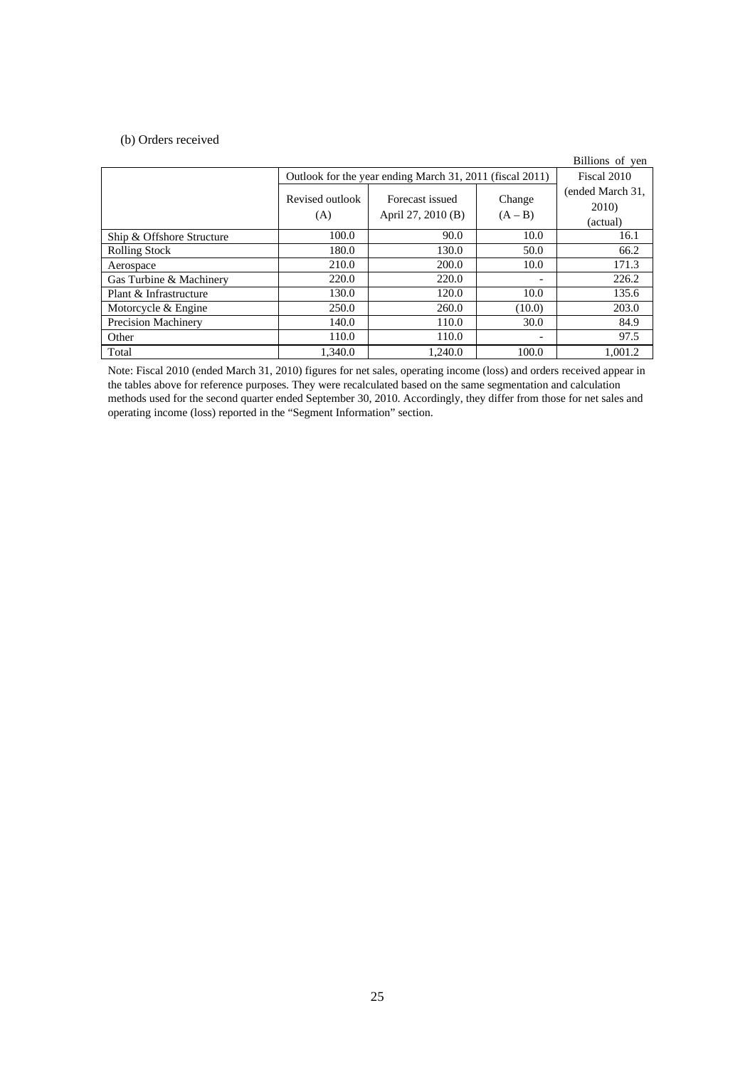(b) Orders received

Billions of yen

| | Outlook for the year ending March 31, 2011 (fiscal 2011) | | | Fiscal 2010 |
|---|---|---|---|---|
| | Revised outlook (A) | Forecast issued April 27, 2010 (B) | Change (A – B) | (ended March 31, 2010) (actual) |
| Ship & Offshore Structure | 100.0 | 90.0 | 10.0 | 16.1 |
| Rolling Stock | 180.0 | 130.0 | 50.0 | 66.2 |
| Aerospace | 210.0 | 200.0 | 10.0 | 171.3 |
| Gas Turbine & Machinery | 220.0 | 220.0 | - | 226.2 |
| Plant & Infrastructure | 130.0 | 120.0 | 10.0 | 135.6 |
| Motorcycle & Engine | 250.0 | 260.0 | (10.0) | 203.0 |
| Precision Machinery | 140.0 | 110.0 | 30.0 | 84.9 |
| Other | 110.0 | 110.0 | - | 97.5 |
| Total | 1,340.0 | 1,240.0 | 100.0 | 1,001.2 |

Note: Fiscal 2010 (ended March 31, 2010) figures for net sales, operating income (loss) and orders received appear in the tables above for reference purposes. They were recalculated based on the same segmentation and calculation methods used for the second quarter ended September 30, 2010. Accordingly, they differ from those for net sales and operating income (loss) reported in the "Segment Information" section.